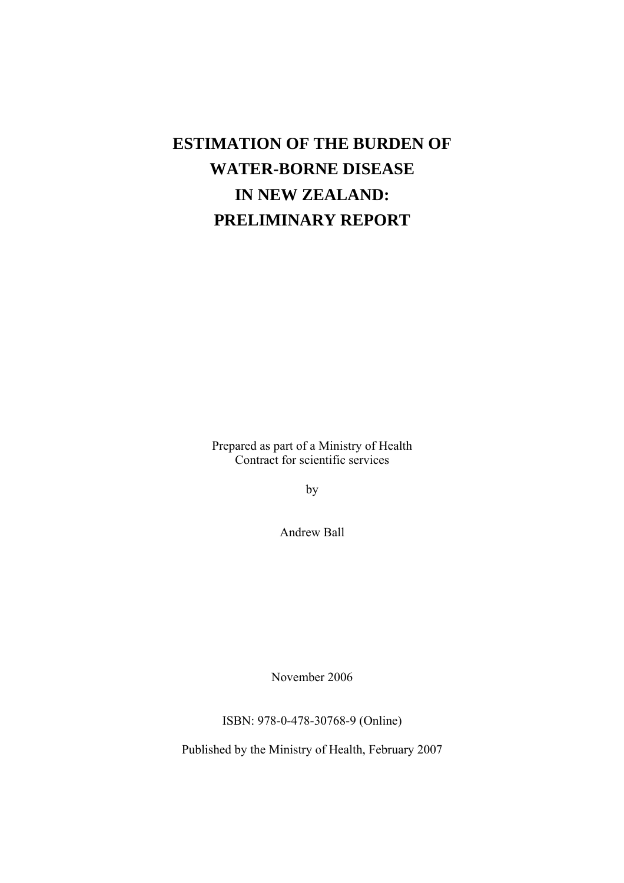# ESTIMATION OF THE BURDEN OF WATER-BORNE DISEASE IN NEW ZEALAND: PRELIMINARY REPORT

Prepared as part of a Ministry of Health
Contract for scientific services

by

Andrew Ball

November 2006

ISBN: 978-0-478-30768-9 (Online)

Published by the Ministry of Health, February 2007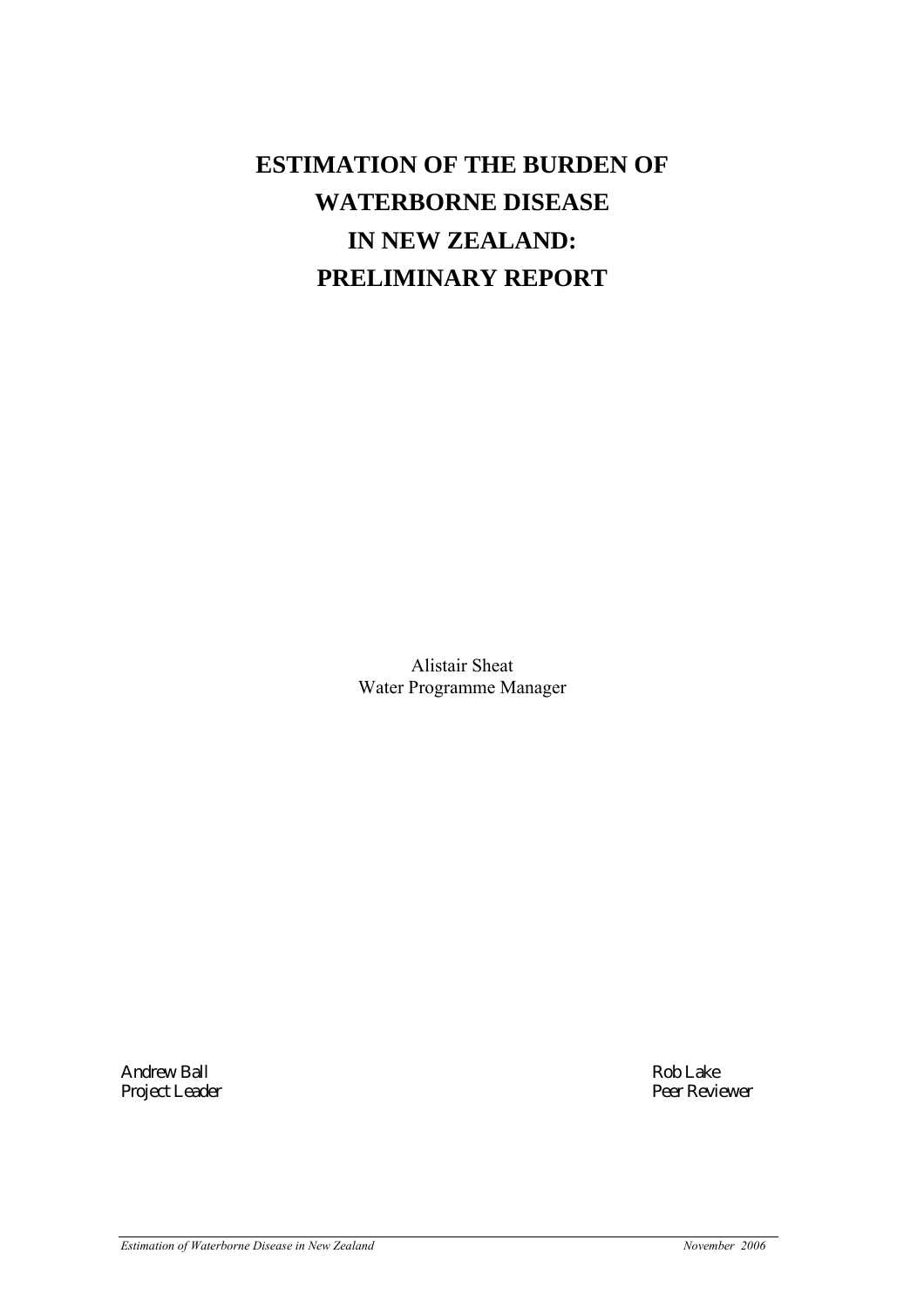# ESTIMATION OF THE BURDEN OF WATERBORNE DISEASE IN NEW ZEALAND: PRELIMINARY REPORT

Alistair Sheat
Water Programme Manager

Andrew Ball
Project Leader

Rob Lake
Peer Reviewer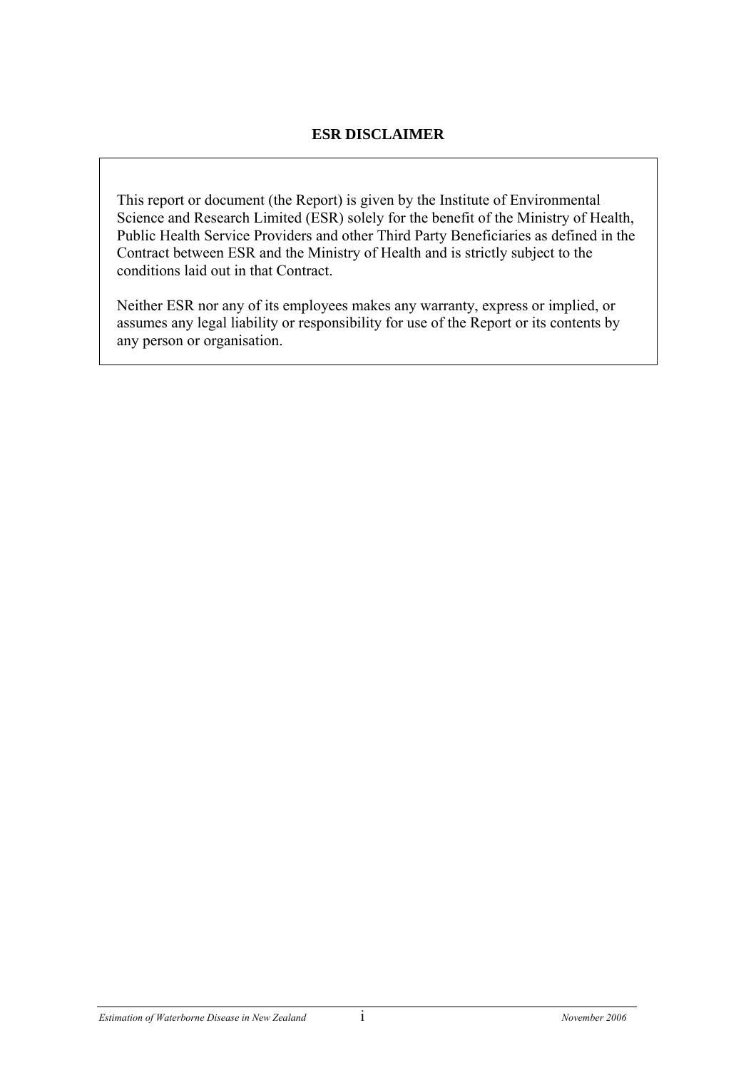## ESR DISCLAIMER

This report or document (the Report) is given by the Institute of Environmental Science and Research Limited (ESR) solely for the benefit of the Ministry of Health, Public Health Service Providers and other Third Party Beneficiaries as defined in the Contract between ESR and the Ministry of Health and is strictly subject to the conditions laid out in that Contract.

Neither ESR nor any of its employees makes any warranty, express or implied, or assumes any legal liability or responsibility for use of the Report or its contents by any person or organisation.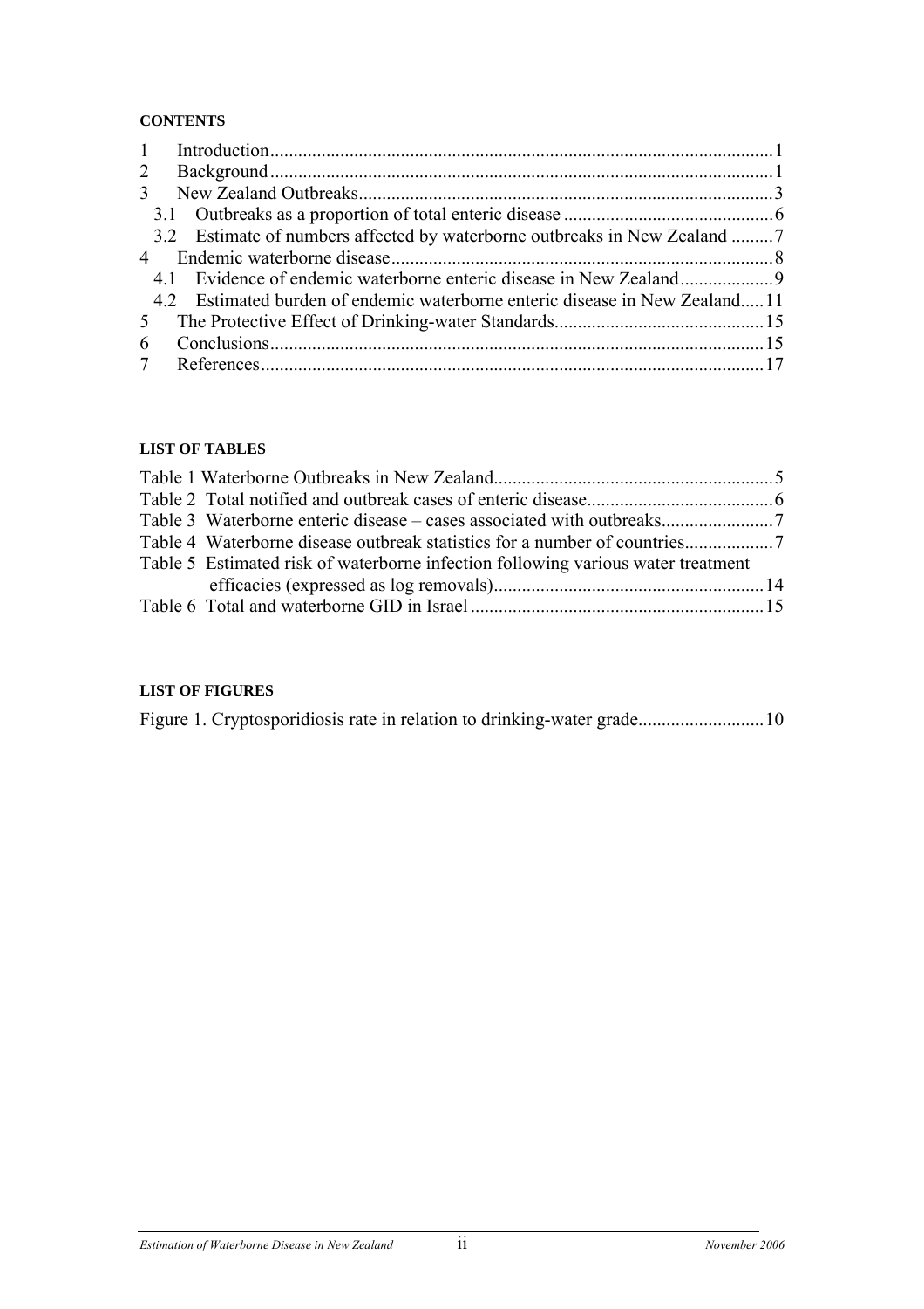**CONTENTS**

1 Introduction ........................................................................................................ 1
2 Background ......................................................................................................... 1
3 New Zealand Outbreaks ...................................................................................... 3
3.1 Outbreaks as a proportion of total enteric disease ............................................ 6
3.2 Estimate of numbers affected by waterborne outbreaks in New Zealand ......... 7
4 Endemic waterborne disease ............................................................................... 8
4.1 Evidence of endemic waterborne enteric disease in New Zealand ................... 9
4.2 Estimated burden of endemic waterborne enteric disease in New Zealand ..... 11
5 The Protective Effect of Drinking-water Standards ........................................... 15
6 Conclusions ....................................................................................................... 15
7 References ......................................................................................................... 17

**LIST OF TABLES**

Table 1 Waterborne Outbreaks in New Zealand ........................................................... 5
Table 2 Total notified and outbreak cases of enteric disease ....................................... 6
Table 3 Waterborne enteric disease – cases associated with outbreaks ........................ 7
Table 4 Waterborne disease outbreak statistics for a number of countries .................. 7
Table 5 Estimated risk of waterborne infection following various water treatment efficacies (expressed as log removals) ........................................................ 14
Table 6 Total and waterborne GID in Israel .............................................................. 15

**LIST OF FIGURES**

Figure 1. Cryptosporidiosis rate in relation to drinking-water grade .......................... 10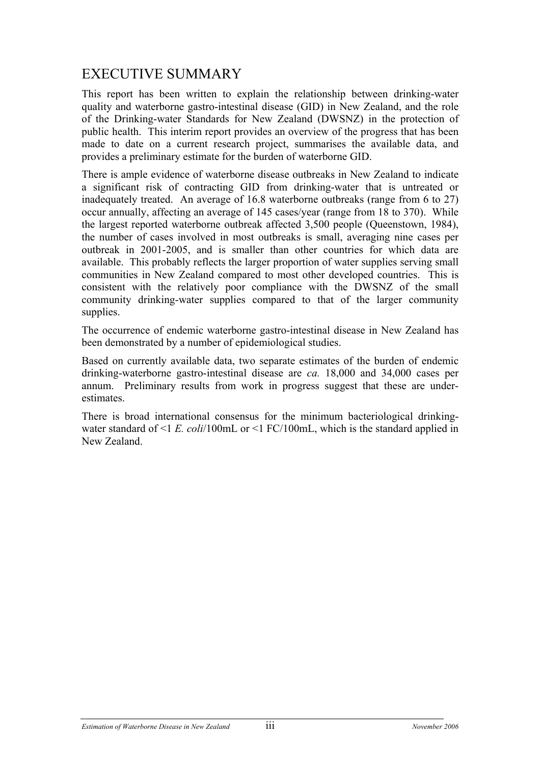# EXECUTIVE SUMMARY

This report has been written to explain the relationship between drinking-water quality and waterborne gastro-intestinal disease (GID) in New Zealand, and the role of the Drinking-water Standards for New Zealand (DWSNZ) in the protection of public health. This interim report provides an overview of the progress that has been made to date on a current research project, summarises the available data, and provides a preliminary estimate for the burden of waterborne GID.

There is ample evidence of waterborne disease outbreaks in New Zealand to indicate a significant risk of contracting GID from drinking-water that is untreated or inadequately treated. An average of 16.8 waterborne outbreaks (range from 6 to 27) occur annually, affecting an average of 145 cases/year (range from 18 to 370). While the largest reported waterborne outbreak affected 3,500 people (Queenstown, 1984), the number of cases involved in most outbreaks is small, averaging nine cases per outbreak in 2001-2005, and is smaller than other countries for which data are available. This probably reflects the larger proportion of water supplies serving small communities in New Zealand compared to most other developed countries. This is consistent with the relatively poor compliance with the DWSNZ of the small community drinking-water supplies compared to that of the larger community supplies.

The occurrence of endemic waterborne gastro-intestinal disease in New Zealand has been demonstrated by a number of epidemiological studies.

Based on currently available data, two separate estimates of the burden of endemic drinking-waterborne gastro-intestinal disease are *ca.* 18,000 and 34,000 cases per annum. Preliminary results from work in progress suggest that these are under-estimates.

There is broad international consensus for the minimum bacteriological drinking-water standard of <1 *E. coli*/100mL or <1 FC/100mL, which is the standard applied in New Zealand.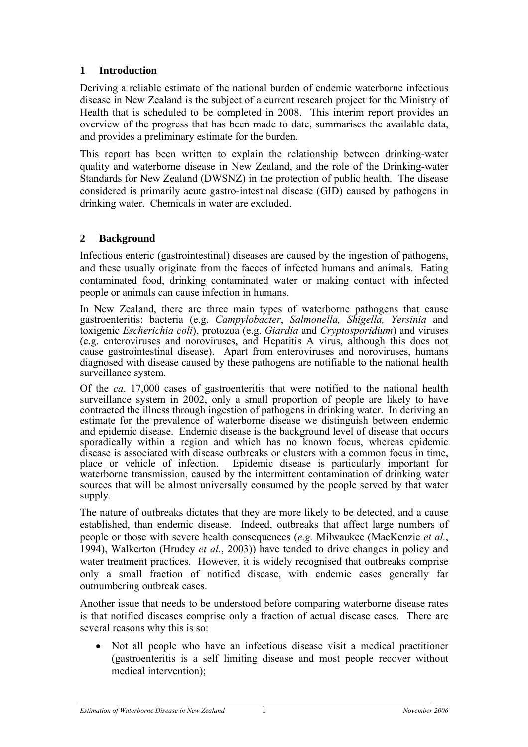## 1 Introduction

Deriving a reliable estimate of the national burden of endemic waterborne infectious disease in New Zealand is the subject of a current research project for the Ministry of Health that is scheduled to be completed in 2008. This interim report provides an overview of the progress that has been made to date, summarises the available data, and provides a preliminary estimate for the burden.

This report has been written to explain the relationship between drinking-water quality and waterborne disease in New Zealand, and the role of the Drinking-water Standards for New Zealand (DWSNZ) in the protection of public health. The disease considered is primarily acute gastro-intestinal disease (GID) caused by pathogens in drinking water. Chemicals in water are excluded.

## 2 Background

Infectious enteric (gastrointestinal) diseases are caused by the ingestion of pathogens, and these usually originate from the faeces of infected humans and animals. Eating contaminated food, drinking contaminated water or making contact with infected people or animals can cause infection in humans.

In New Zealand, there are three main types of waterborne pathogens that cause gastroenteritis: bacteria (e.g. *Campylobacter*, *Salmonella, Shigella, Yersinia* and toxigenic *Escherichia coli*), protozoa (e.g. *Giardia* and *Cryptosporidium*) and viruses (e.g. enteroviruses and noroviruses, and Hepatitis A virus, although this does not cause gastrointestinal disease). Apart from enteroviruses and noroviruses, humans diagnosed with disease caused by these pathogens are notifiable to the national health surveillance system.

Of the *ca*. 17,000 cases of gastroenteritis that were notified to the national health surveillance system in 2002, only a small proportion of people are likely to have contracted the illness through ingestion of pathogens in drinking water. In deriving an estimate for the prevalence of waterborne disease we distinguish between endemic and epidemic disease. Endemic disease is the background level of disease that occurs sporadically within a region and which has no known focus, whereas epidemic disease is associated with disease outbreaks or clusters with a common focus in time, place or vehicle of infection. Epidemic disease is particularly important for waterborne transmission, caused by the intermittent contamination of drinking water sources that will be almost universally consumed by the people served by that water supply.

The nature of outbreaks dictates that they are more likely to be detected, and a cause established, than endemic disease. Indeed, outbreaks that affect large numbers of people or those with severe health consequences (*e.g.* Milwaukee (MacKenzie *et al.*, 1994), Walkerton (Hrudey *et al.*, 2003)) have tended to drive changes in policy and water treatment practices. However, it is widely recognised that outbreaks comprise only a small fraction of notified disease, with endemic cases generally far outnumbering outbreak cases.

Another issue that needs to be understood before comparing waterborne disease rates is that notified diseases comprise only a fraction of actual disease cases. There are several reasons why this is so:

- Not all people who have an infectious disease visit a medical practitioner (gastroenteritis is a self limiting disease and most people recover without medical intervention);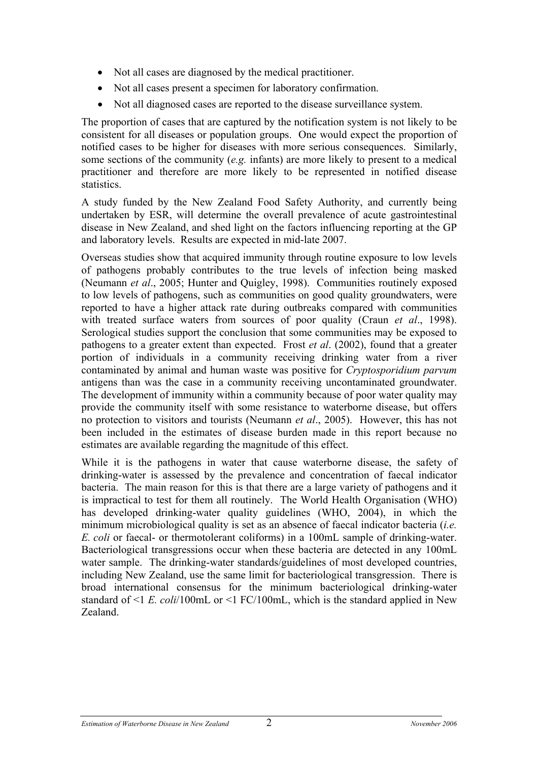- Not all cases are diagnosed by the medical practitioner.
- Not all cases present a specimen for laboratory confirmation.
- Not all diagnosed cases are reported to the disease surveillance system.

The proportion of cases that are captured by the notification system is not likely to be consistent for all diseases or population groups. One would expect the proportion of notified cases to be higher for diseases with more serious consequences. Similarly, some sections of the community (*e.g.* infants) are more likely to present to a medical practitioner and therefore are more likely to be represented in notified disease statistics.

A study funded by the New Zealand Food Safety Authority, and currently being undertaken by ESR, will determine the overall prevalence of acute gastrointestinal disease in New Zealand, and shed light on the factors influencing reporting at the GP and laboratory levels. Results are expected in mid-late 2007.

Overseas studies show that acquired immunity through routine exposure to low levels of pathogens probably contributes to the true levels of infection being masked (Neumann *et al*., 2005; Hunter and Quigley, 1998). Communities routinely exposed to low levels of pathogens, such as communities on good quality groundwaters, were reported to have a higher attack rate during outbreaks compared with communities with treated surface waters from sources of poor quality (Craun *et al*., 1998). Serological studies support the conclusion that some communities may be exposed to pathogens to a greater extent than expected. Frost *et al*. (2002), found that a greater portion of individuals in a community receiving drinking water from a river contaminated by animal and human waste was positive for *Cryptosporidium parvum* antigens than was the case in a community receiving uncontaminated groundwater. The development of immunity within a community because of poor water quality may provide the community itself with some resistance to waterborne disease, but offers no protection to visitors and tourists (Neumann *et al*., 2005). However, this has not been included in the estimates of disease burden made in this report because no estimates are available regarding the magnitude of this effect.

While it is the pathogens in water that cause waterborne disease, the safety of drinking-water is assessed by the prevalence and concentration of faecal indicator bacteria. The main reason for this is that there are a large variety of pathogens and it is impractical to test for them all routinely. The World Health Organisation (WHO) has developed drinking-water quality guidelines (WHO, 2004), in which the minimum microbiological quality is set as an absence of faecal indicator bacteria (*i.e. E. coli* or faecal- or thermotolerant coliforms) in a 100mL sample of drinking-water. Bacteriological transgressions occur when these bacteria are detected in any 100mL water sample. The drinking-water standards/guidelines of most developed countries, including New Zealand, use the same limit for bacteriological transgression. There is broad international consensus for the minimum bacteriological drinking-water standard of <1 *E. coli*/100mL or <1 FC/100mL, which is the standard applied in New Zealand.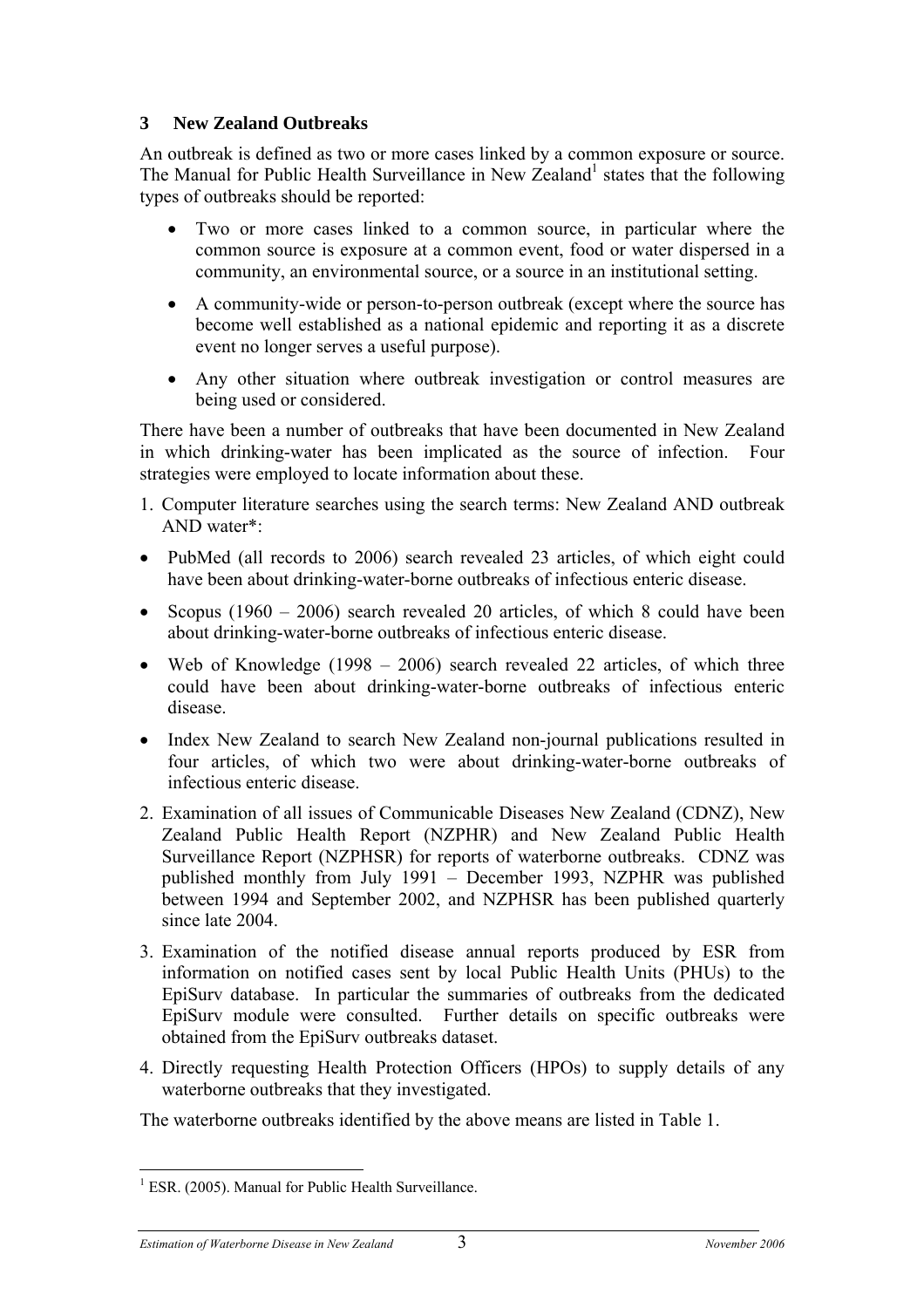## 3 New Zealand Outbreaks

An outbreak is defined as two or more cases linked by a common exposure or source. The Manual for Public Health Surveillance in New Zealand[1] states that the following types of outbreaks should be reported:

- Two or more cases linked to a common source, in particular where the common source is exposure at a common event, food or water dispersed in a community, an environmental source, or a source in an institutional setting.
- A community-wide or person-to-person outbreak (except where the source has become well established as a national epidemic and reporting it as a discrete event no longer serves a useful purpose).
- Any other situation where outbreak investigation or control measures are being used or considered.

There have been a number of outbreaks that have been documented in New Zealand in which drinking-water has been implicated as the source of infection. Four strategies were employed to locate information about these.

1. Computer literature searches using the search terms: New Zealand AND outbreak AND water*:

- PubMed (all records to 2006) search revealed 23 articles, of which eight could have been about drinking-water-borne outbreaks of infectious enteric disease.
- Scopus (1960 – 2006) search revealed 20 articles, of which 8 could have been about drinking-water-borne outbreaks of infectious enteric disease.
- Web of Knowledge (1998 – 2006) search revealed 22 articles, of which three could have been about drinking-water-borne outbreaks of infectious enteric disease.
- Index New Zealand to search New Zealand non-journal publications resulted in four articles, of which two were about drinking-water-borne outbreaks of infectious enteric disease.

2. Examination of all issues of Communicable Diseases New Zealand (CDNZ), New Zealand Public Health Report (NZPHR) and New Zealand Public Health Surveillance Report (NZPHSR) for reports of waterborne outbreaks. CDNZ was published monthly from July 1991 – December 1993, NZPHR was published between 1994 and September 2002, and NZPHSR has been published quarterly since late 2004.
3. Examination of the notified disease annual reports produced by ESR from information on notified cases sent by local Public Health Units (PHUs) to the EpiSurv database. In particular the summaries of outbreaks from the dedicated EpiSurv module were consulted. Further details on specific outbreaks were obtained from the EpiSurv outbreaks dataset.
4. Directly requesting Health Protection Officers (HPOs) to supply details of any waterborne outbreaks that they investigated.

The waterborne outbreaks identified by the above means are listed in Table 1.

[1] ESR. (2005). Manual for Public Health Surveillance.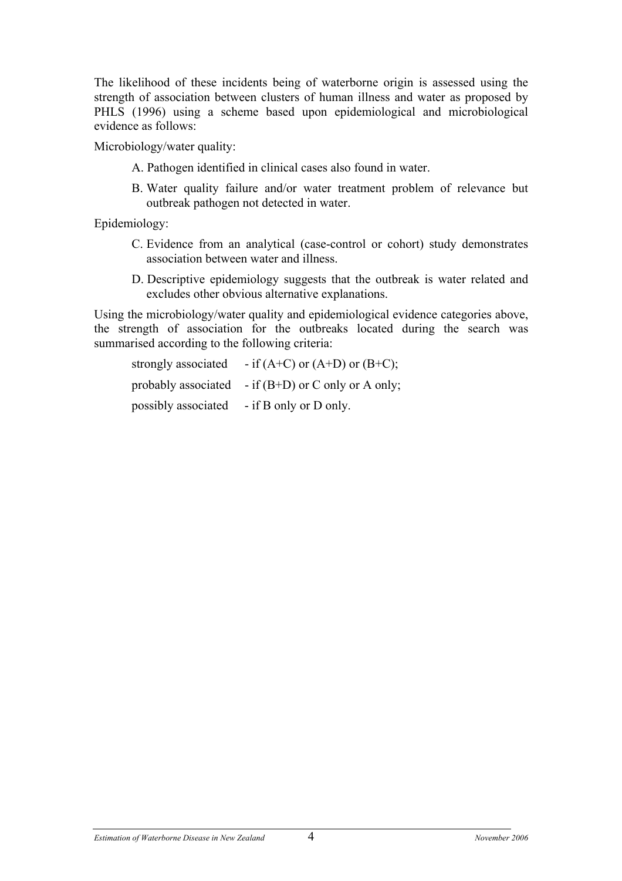The likelihood of these incidents being of waterborne origin is assessed using the strength of association between clusters of human illness and water as proposed by PHLS (1996) using a scheme based upon epidemiological and microbiological evidence as follows:

Microbiology/water quality:

- A. Pathogen identified in clinical cases also found in water.
- B. Water quality failure and/or water treatment problem of relevance but outbreak pathogen not detected in water.

Epidemiology:

- C. Evidence from an analytical (case-control or cohort) study demonstrates association between water and illness.
- D. Descriptive epidemiology suggests that the outbreak is water related and excludes other obvious alternative explanations.

Using the microbiology/water quality and epidemiological evidence categories above, the strength of association for the outbreaks located during the search was summarised according to the following criteria:

strongly associated - if (A+C) or (A+D) or (B+C);

probably associated - if (B+D) or C only or A only;

possibly associated - if B only or D only.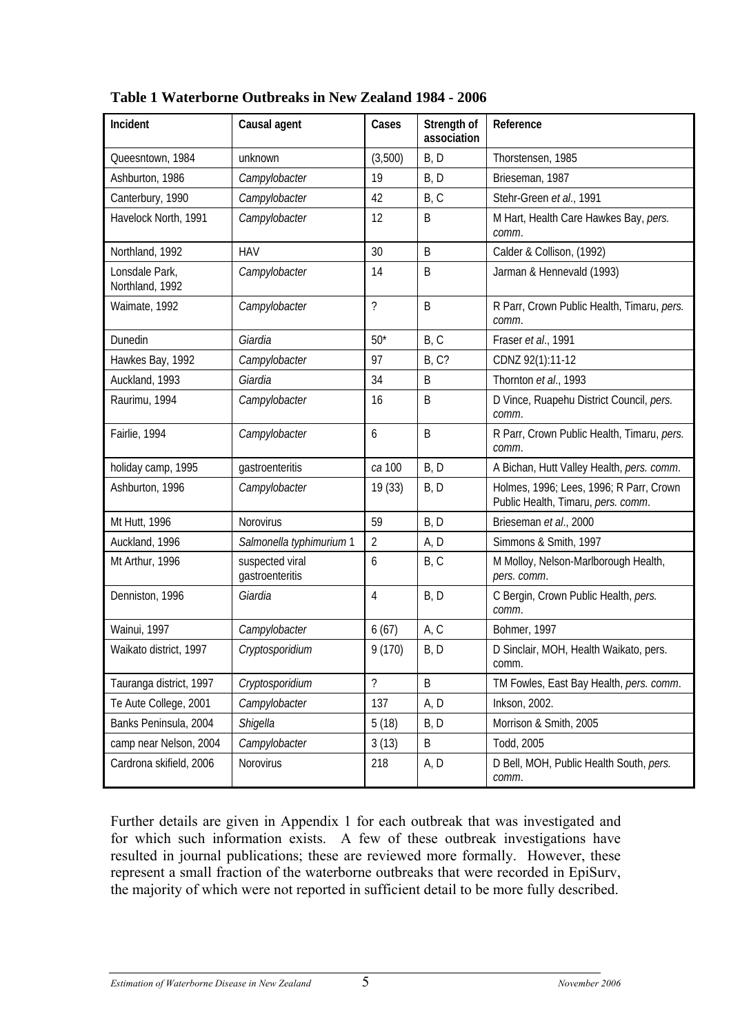**Table 1 Waterborne Outbreaks in New Zealand 1984 - 2006**

| Incident | Causal agent | Cases | Strength of association | Reference |
|---|---|---|---|---|
| Queesntown, 1984 | unknown | (3,500) | B, D | Thorstensen, 1985 |
| Ashburton, 1986 | *Campylobacter* | 19 | B, D | Brieseman, 1987 |
| Canterbury, 1990 | *Campylobacter* | 42 | B, C | Stehr-Green *et al*., 1991 |
| Havelock North, 1991 | *Campylobacter* | 12 | B | M Hart, Health Care Hawkes Bay, *pers. comm*. |
| Northland, 1992 | HAV | 30 | B | Calder & Collison, (1992) |
| Lonsdale Park, Northland, 1992 | *Campylobacter* | 14 | B | Jarman & Hennevald (1993) |
| Waimate, 1992 | *Campylobacter* | ? | B | R Parr, Crown Public Health, Timaru, *pers. comm*. |
| Dunedin | *Giardia* | 50* | B, C | Fraser *et al*., 1991 |
| Hawkes Bay, 1992 | *Campylobacter* | 97 | B, C? | CDNZ 92(1):11-12 |
| Auckland, 1993 | *Giardia* | 34 | B | Thornton *et al*., 1993 |
| Raurimu, 1994 | *Campylobacter* | 16 | B | D Vince, Ruapehu District Council, *pers. comm*. |
| Fairlie, 1994 | *Campylobacter* | 6 | B | R Parr, Crown Public Health, Timaru, *pers. comm*. |
| holiday camp, 1995 | gastroenteritis | *ca* 100 | B, D | A Bichan, Hutt Valley Health, *pers. comm*. |
| Ashburton, 1996 | *Campylobacter* | 19 (33) | B, D | Holmes, 1996; Lees, 1996; R Parr, Crown Public Health, Timaru, *pers. comm*. |
| Mt Hutt, 1996 | Norovirus | 59 | B, D | Brieseman *et al*., 2000 |
| Auckland, 1996 | *Salmonella typhimurium* 1 | 2 | A, D | Simmons & Smith, 1997 |
| Mt Arthur, 1996 | suspected viral gastroenteritis | 6 | B, C | M Molloy, Nelson-Marlborough Health, *pers. comm*. |
| Denniston, 1996 | *Giardia* | 4 | B, D | C Bergin, Crown Public Health, *pers. comm*. |
| Wainui, 1997 | *Campylobacter* | 6 (67) | A, C | Bohmer, 1997 |
| Waikato district, 1997 | *Cryptosporidium* | 9 (170) | B, D | D Sinclair, MOH, Health Waikato, pers. comm. |
| Tauranga district, 1997 | *Cryptosporidium* | ? | B | TM Fowles, East Bay Health, *pers. comm*. |
| Te Aute College, 2001 | *Campylobacter* | 137 | A, D | Inkson, 2002. |
| Banks Peninsula, 2004 | *Shigella* | 5 (18) | B, D | Morrison & Smith, 2005 |
| camp near Nelson, 2004 | *Campylobacter* | 3 (13) | B | Todd, 2005 |
| Cardrona skifield, 2006 | Norovirus | 218 | A, D | D Bell, MOH, Public Health South, *pers. comm*. |

Further details are given in Appendix 1 for each outbreak that was investigated and for which such information exists. A few of these outbreak investigations have resulted in journal publications; these are reviewed more formally. However, these represent a small fraction of the waterborne outbreaks that were recorded in EpiSurv, the majority of which were not reported in sufficient detail to be more fully described.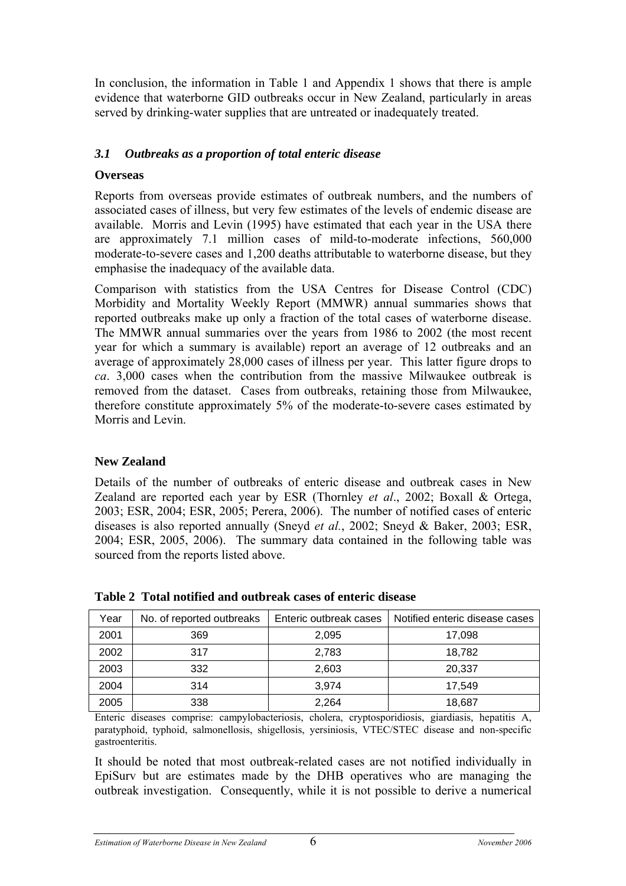In conclusion, the information in Table 1 and Appendix 1 shows that there is ample evidence that waterborne GID outbreaks occur in New Zealand, particularly in areas served by drinking-water supplies that are untreated or inadequately treated.

### *3.1 Outbreaks as a proportion of total enteric disease*

**Overseas**

Reports from overseas provide estimates of outbreak numbers, and the numbers of associated cases of illness, but very few estimates of the levels of endemic disease are available. Morris and Levin (1995) have estimated that each year in the USA there are approximately 7.1 million cases of mild-to-moderate infections, 560,000 moderate-to-severe cases and 1,200 deaths attributable to waterborne disease, but they emphasise the inadequacy of the available data.

Comparison with statistics from the USA Centres for Disease Control (CDC) Morbidity and Mortality Weekly Report (MMWR) annual summaries shows that reported outbreaks make up only a fraction of the total cases of waterborne disease. The MMWR annual summaries over the years from 1986 to 2002 (the most recent year for which a summary is available) report an average of 12 outbreaks and an average of approximately 28,000 cases of illness per year. This latter figure drops to *ca*. 3,000 cases when the contribution from the massive Milwaukee outbreak is removed from the dataset. Cases from outbreaks, retaining those from Milwaukee, therefore constitute approximately 5% of the moderate-to-severe cases estimated by Morris and Levin.

**New Zealand**

Details of the number of outbreaks of enteric disease and outbreak cases in New Zealand are reported each year by ESR (Thornley *et al*., 2002; Boxall & Ortega, 2003; ESR, 2004; ESR, 2005; Perera, 2006). The number of notified cases of enteric diseases is also reported annually (Sneyd *et al.*, 2002; Sneyd & Baker, 2003; ESR, 2004; ESR, 2005, 2006). The summary data contained in the following table was sourced from the reports listed above.

**Table 2 Total notified and outbreak cases of enteric disease**

| Year | No. of reported outbreaks | Enteric outbreak cases | Notified enteric disease cases |
|---|---|---|---|
| 2001 | 369 | 2,095 | 17,098 |
| 2002 | 317 | 2,783 | 18,782 |
| 2003 | 332 | 2,603 | 20,337 |
| 2004 | 314 | 3,974 | 17,549 |
| 2005 | 338 | 2,264 | 18,687 |

Enteric diseases comprise: campylobacteriosis, cholera, cryptosporidiosis, giardiasis, hepatitis A, paratyphoid, typhoid, salmonellosis, shigellosis, yersiniosis, VTEC/STEC disease and non-specific gastroenteritis.

It should be noted that most outbreak-related cases are not notified individually in EpiSurv but are estimates made by the DHB operatives who are managing the outbreak investigation. Consequently, while it is not possible to derive a numerical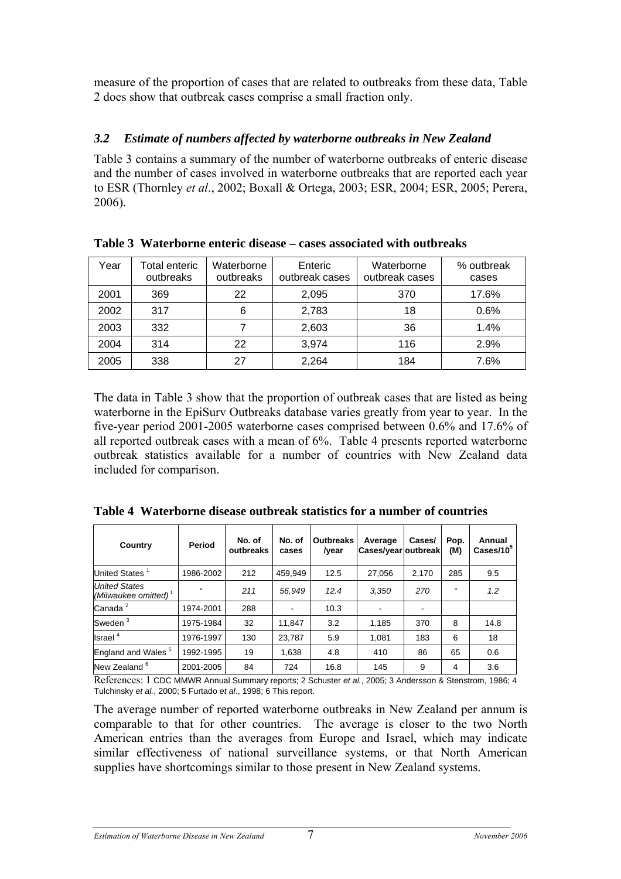measure of the proportion of cases that are related to outbreaks from these data, Table 2 does show that outbreak cases comprise a small fraction only.

### *3.2 Estimate of numbers affected by waterborne outbreaks in New Zealand*

Table 3 contains a summary of the number of waterborne outbreaks of enteric disease and the number of cases involved in waterborne outbreaks that are reported each year to ESR (Thornley *et al*., 2002; Boxall & Ortega, 2003; ESR, 2004; ESR, 2005; Perera, 2006).

**Table 3 Waterborne enteric disease – cases associated with outbreaks**

| Year | Total enteric outbreaks | Waterborne outbreaks | Enteric outbreak cases | Waterborne outbreak cases | % outbreak cases |
|---|---|---|---|---|---|
| 2001 | 369 | 22 | 2,095 | 370 | 17.6% |
| 2002 | 317 | 6 | 2,783 | 18 | 0.6% |
| 2003 | 332 | 7 | 2,603 | 36 | 1.4% |
| 2004 | 314 | 22 | 3,974 | 116 | 2.9% |
| 2005 | 338 | 27 | 2,264 | 184 | 7.6% |

The data in Table 3 show that the proportion of outbreak cases that are listed as being waterborne in the EpiSurv Outbreaks database varies greatly from year to year. In the five-year period 2001-2005 waterborne cases comprised between 0.6% and 17.6% of all reported outbreak cases with a mean of 6%. Table 4 presents reported waterborne outbreak statistics available for a number of countries with New Zealand data included for comparison.

**Table 4 Waterborne disease outbreak statistics for a number of countries**

| Country | Period | No. of outbreaks | No. of cases | Outbreaks /year | Average Cases/year | Cases/ outbreak | Pop. (M) | Annual Cases/$10^5$ |
|---|---|---|---|---|---|---|---|---|
| United States [1] | 1986-2002 | 212 | 459,949 | 12.5 | 27,056 | 2,170 | 285 | 9.5 |
| *United States (Milwaukee omitted)* [1] | " | *211* | *56,949* | *12.4* | *3,350* | *270* | " | *1.2* |
| Canada [2] | 1974-2001 | 288 | - | 10.3 | - | - | | |
| Sweden [3] | 1975-1984 | 32 | 11,847 | 3.2 | 1,185 | 370 | 8 | 14.8 |
| Israel [4] | 1976-1997 | 130 | 23,787 | 5.9 | 1,081 | 183 | 6 | 18 |
| England and Wales [5] | 1992-1995 | 19 | 1,638 | 4.8 | 410 | 86 | 65 | 0.6 |
| New Zealand [6] | 2001-2005 | 84 | 724 | 16.8 | 145 | 9 | 4 | 3.6 |

References: 1 CDC MMWR Annual Summary reports; 2 Schuster *et al.*, 2005; 3 Andersson & Stenstrom, 1986; 4 Tulchinsky *et al.*, 2000; 5 Furtado *et al.*, 1998; 6 This report.

The average number of reported waterborne outbreaks in New Zealand per annum is comparable to that for other countries. The average is closer to the two North American entries than the averages from Europe and Israel, which may indicate similar effectiveness of national surveillance systems, or that North American supplies have shortcomings similar to those present in New Zealand systems.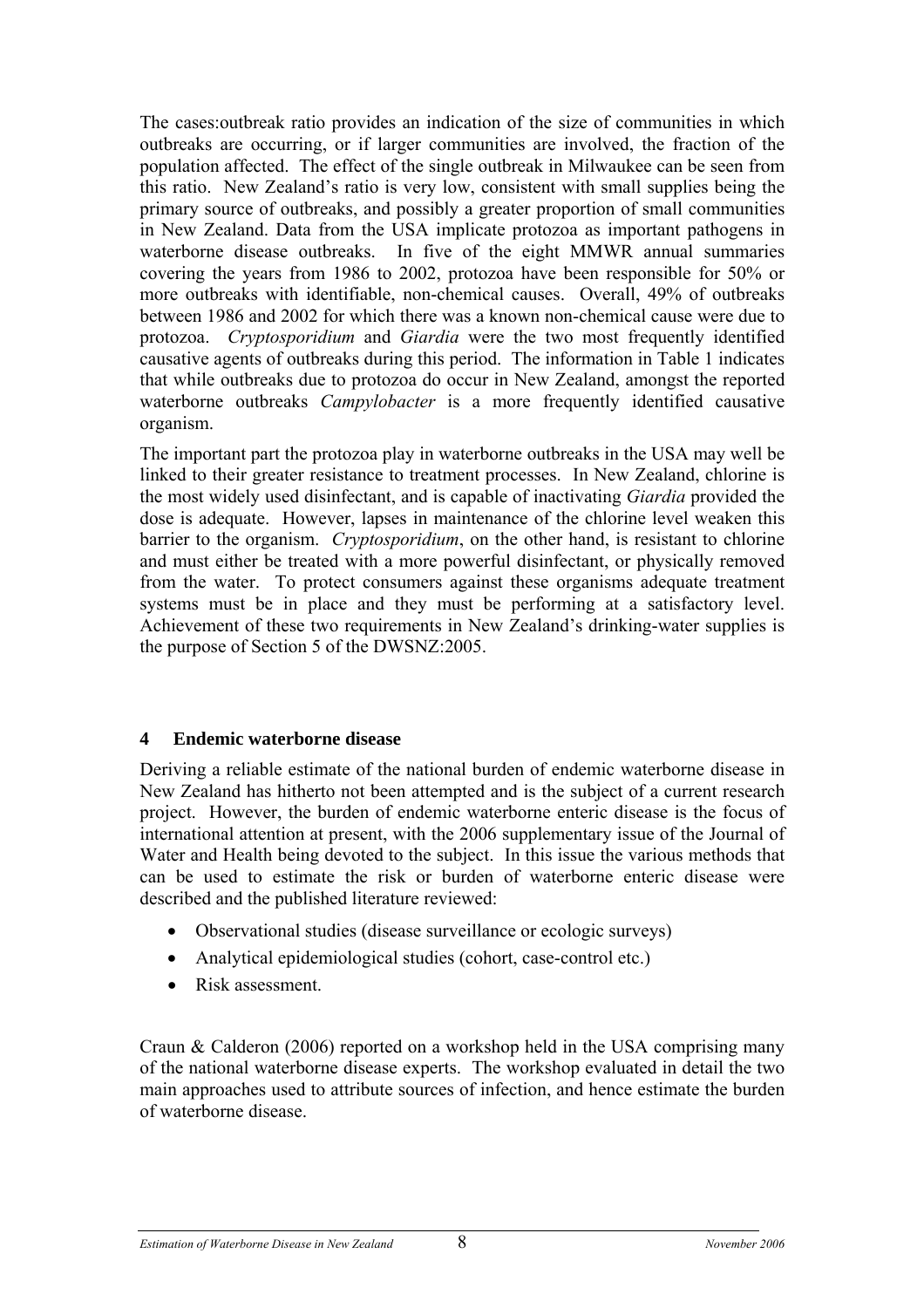The cases:outbreak ratio provides an indication of the size of communities in which outbreaks are occurring, or if larger communities are involved, the fraction of the population affected. The effect of the single outbreak in Milwaukee can be seen from this ratio. New Zealand's ratio is very low, consistent with small supplies being the primary source of outbreaks, and possibly a greater proportion of small communities in New Zealand. Data from the USA implicate protozoa as important pathogens in waterborne disease outbreaks. In five of the eight MMWR annual summaries covering the years from 1986 to 2002, protozoa have been responsible for 50% or more outbreaks with identifiable, non-chemical causes. Overall, 49% of outbreaks between 1986 and 2002 for which there was a known non-chemical cause were due to protozoa. *Cryptosporidium* and *Giardia* were the two most frequently identified causative agents of outbreaks during this period. The information in Table 1 indicates that while outbreaks due to protozoa do occur in New Zealand, amongst the reported waterborne outbreaks *Campylobacter* is a more frequently identified causative organism.

The important part the protozoa play in waterborne outbreaks in the USA may well be linked to their greater resistance to treatment processes. In New Zealand, chlorine is the most widely used disinfectant, and is capable of inactivating *Giardia* provided the dose is adequate. However, lapses in maintenance of the chlorine level weaken this barrier to the organism. *Cryptosporidium*, on the other hand, is resistant to chlorine and must either be treated with a more powerful disinfectant, or physically removed from the water. To protect consumers against these organisms adequate treatment systems must be in place and they must be performing at a satisfactory level. Achievement of these two requirements in New Zealand's drinking-water supplies is the purpose of Section 5 of the DWSNZ:2005.

## 4 Endemic waterborne disease

Deriving a reliable estimate of the national burden of endemic waterborne disease in New Zealand has hitherto not been attempted and is the subject of a current research project. However, the burden of endemic waterborne enteric disease is the focus of international attention at present, with the 2006 supplementary issue of the Journal of Water and Health being devoted to the subject. In this issue the various methods that can be used to estimate the risk or burden of waterborne enteric disease were described and the published literature reviewed:

- Observational studies (disease surveillance or ecologic surveys)
- Analytical epidemiological studies (cohort, case-control etc.)
- Risk assessment.

Craun & Calderon (2006) reported on a workshop held in the USA comprising many of the national waterborne disease experts. The workshop evaluated in detail the two main approaches used to attribute sources of infection, and hence estimate the burden of waterborne disease.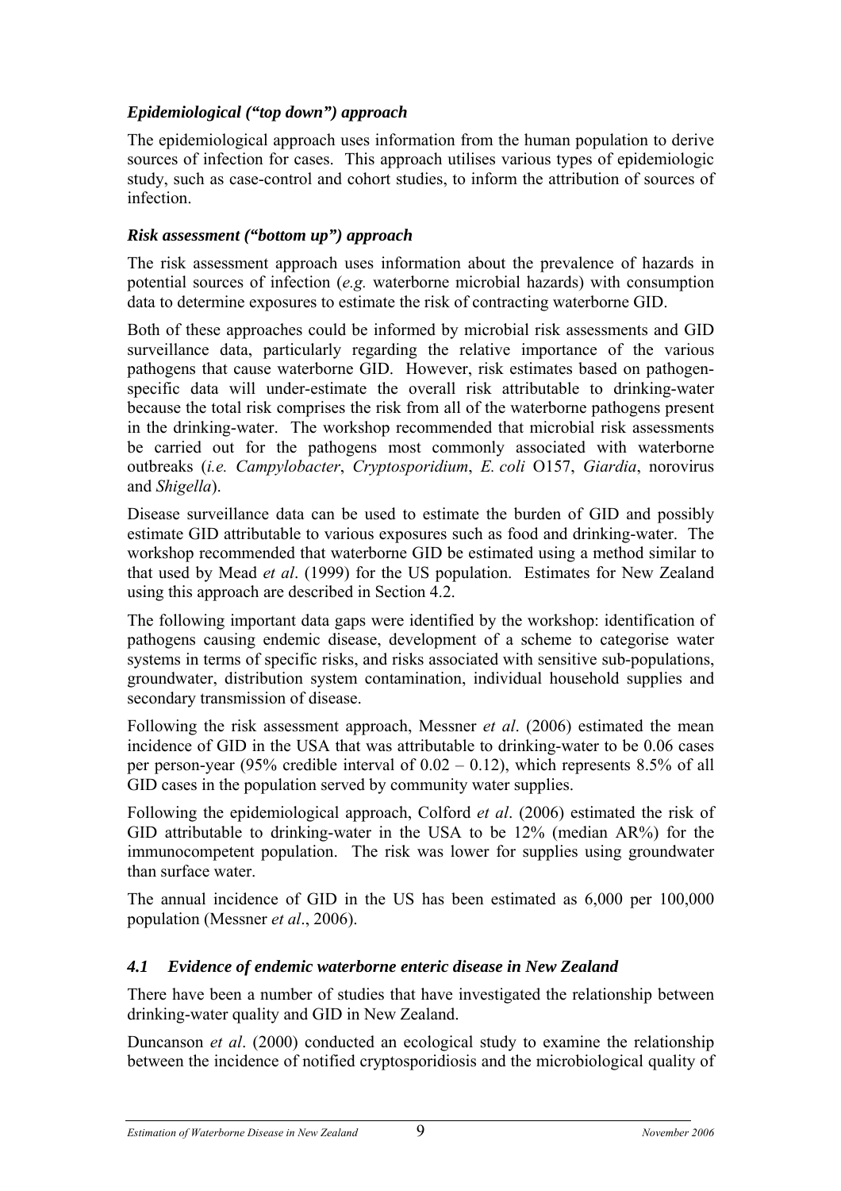### *Epidemiological ("top down") approach*

The epidemiological approach uses information from the human population to derive sources of infection for cases. This approach utilises various types of epidemiologic study, such as case-control and cohort studies, to inform the attribution of sources of infection.

### *Risk assessment ("bottom up") approach*

The risk assessment approach uses information about the prevalence of hazards in potential sources of infection (*e.g.* waterborne microbial hazards) with consumption data to determine exposures to estimate the risk of contracting waterborne GID.

Both of these approaches could be informed by microbial risk assessments and GID surveillance data, particularly regarding the relative importance of the various pathogens that cause waterborne GID. However, risk estimates based on pathogen-specific data will under-estimate the overall risk attributable to drinking-water because the total risk comprises the risk from all of the waterborne pathogens present in the drinking-water. The workshop recommended that microbial risk assessments be carried out for the pathogens most commonly associated with waterborne outbreaks (*i.e. Campylobacter*, *Cryptosporidium*, *E. coli* O157, *Giardia*, norovirus and *Shigella*).

Disease surveillance data can be used to estimate the burden of GID and possibly estimate GID attributable to various exposures such as food and drinking-water. The workshop recommended that waterborne GID be estimated using a method similar to that used by Mead *et al*. (1999) for the US population. Estimates for New Zealand using this approach are described in Section 4.2.

The following important data gaps were identified by the workshop: identification of pathogens causing endemic disease, development of a scheme to categorise water systems in terms of specific risks, and risks associated with sensitive sub-populations, groundwater, distribution system contamination, individual household supplies and secondary transmission of disease.

Following the risk assessment approach, Messner *et al*. (2006) estimated the mean incidence of GID in the USA that was attributable to drinking-water to be 0.06 cases per person-year (95% credible interval of 0.02 – 0.12), which represents 8.5% of all GID cases in the population served by community water supplies.

Following the epidemiological approach, Colford *et al*. (2006) estimated the risk of GID attributable to drinking-water in the USA to be 12% (median AR%) for the immunocompetent population. The risk was lower for supplies using groundwater than surface water.

The annual incidence of GID in the US has been estimated as 6,000 per 100,000 population (Messner *et al*., 2006).

## *4.1 Evidence of endemic waterborne enteric disease in New Zealand*

There have been a number of studies that have investigated the relationship between drinking-water quality and GID in New Zealand.

Duncanson *et al*. (2000) conducted an ecological study to examine the relationship between the incidence of notified cryptosporidiosis and the microbiological quality of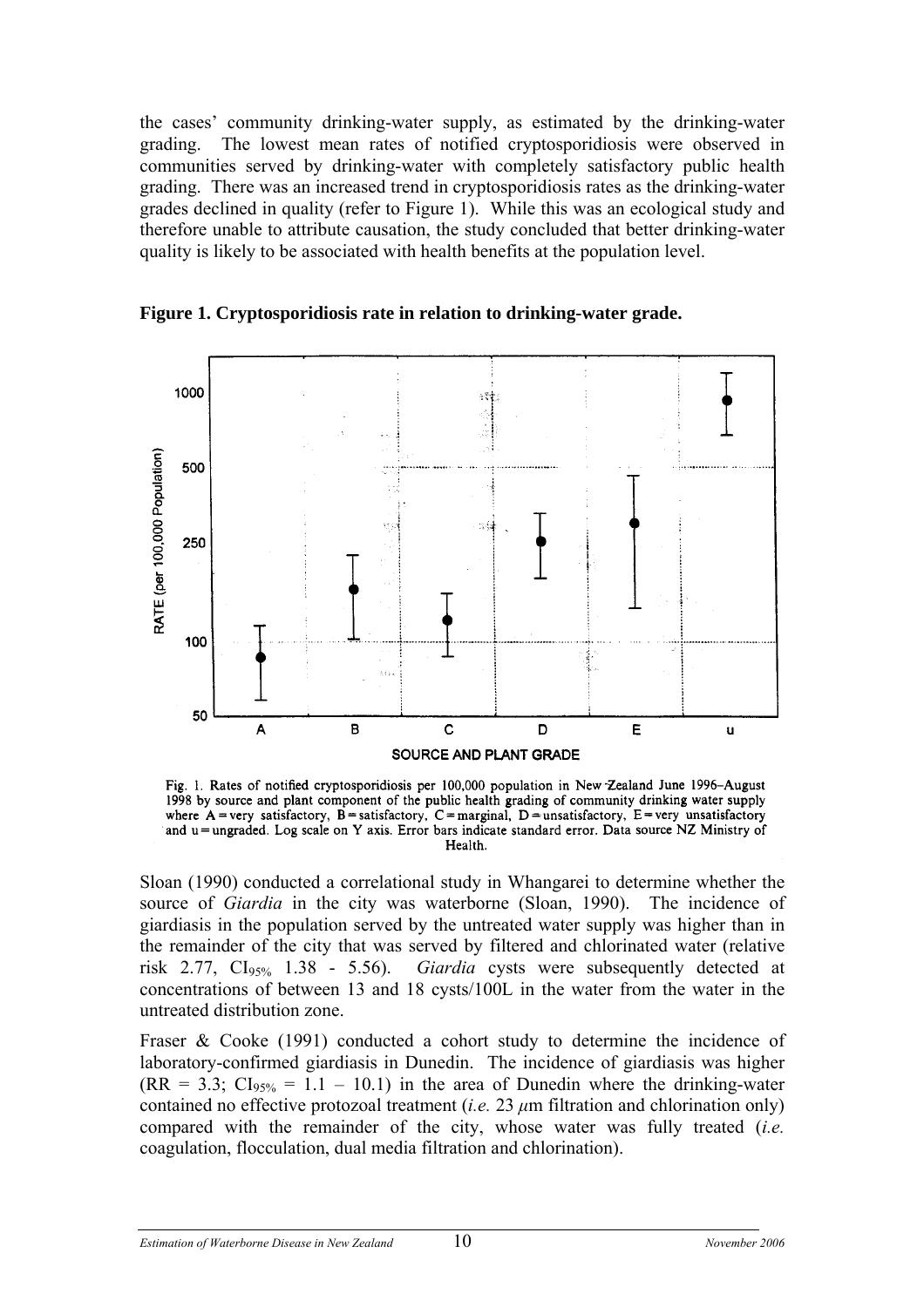the cases' community drinking-water supply, as estimated by the drinking-water grading. The lowest mean rates of notified cryptosporidiosis were observed in communities served by drinking-water with completely satisfactory public health grading. There was an increased trend in cryptosporidiosis rates as the drinking-water grades declined in quality (refer to Figure 1). While this was an ecological study and therefore unable to attribute causation, the study concluded that better drinking-water quality is likely to be associated with health benefits at the population level.

**Figure 1. Cryptosporidiosis rate in relation to drinking-water grade.**

Fig. 1. Rates of notified cryptosporidiosis per 100,000 population in New Zealand June 1996–August 1998 by source and plant component of the public health grading of community drinking water supply where A = very satisfactory, B = satisfactory, C = marginal, D = unsatisfactory, E = very unsatisfactory and u = ungraded. Log scale on Y axis. Error bars indicate standard error. Data source NZ Ministry of Health.

Sloan (1990) conducted a correlational study in Whangarei to determine whether the source of *Giardia* in the city was waterborne (Sloan, 1990). The incidence of giardiasis in the population served by the untreated water supply was higher than in the remainder of the city that was served by filtered and chlorinated water (relative risk 2.77, $CI_{95\%}$ 1.38 - 5.56). *Giardia* cysts were subsequently detected at concentrations of between 13 and 18 cysts/100L in the water from the water in the untreated distribution zone.

Fraser & Cooke (1991) conducted a cohort study to determine the incidence of laboratory-confirmed giardiasis in Dunedin. The incidence of giardiasis was higher ($RR = 3.3$; $CI_{95\%} = 1.1 – 10.1$) in the area of Dunedin where the drinking-water contained no effective protozoal treatment (*i.e.* 23 $\mu$m filtration and chlorination only) compared with the remainder of the city, whose water was fully treated (*i.e.* coagulation, flocculation, dual media filtration and chlorination).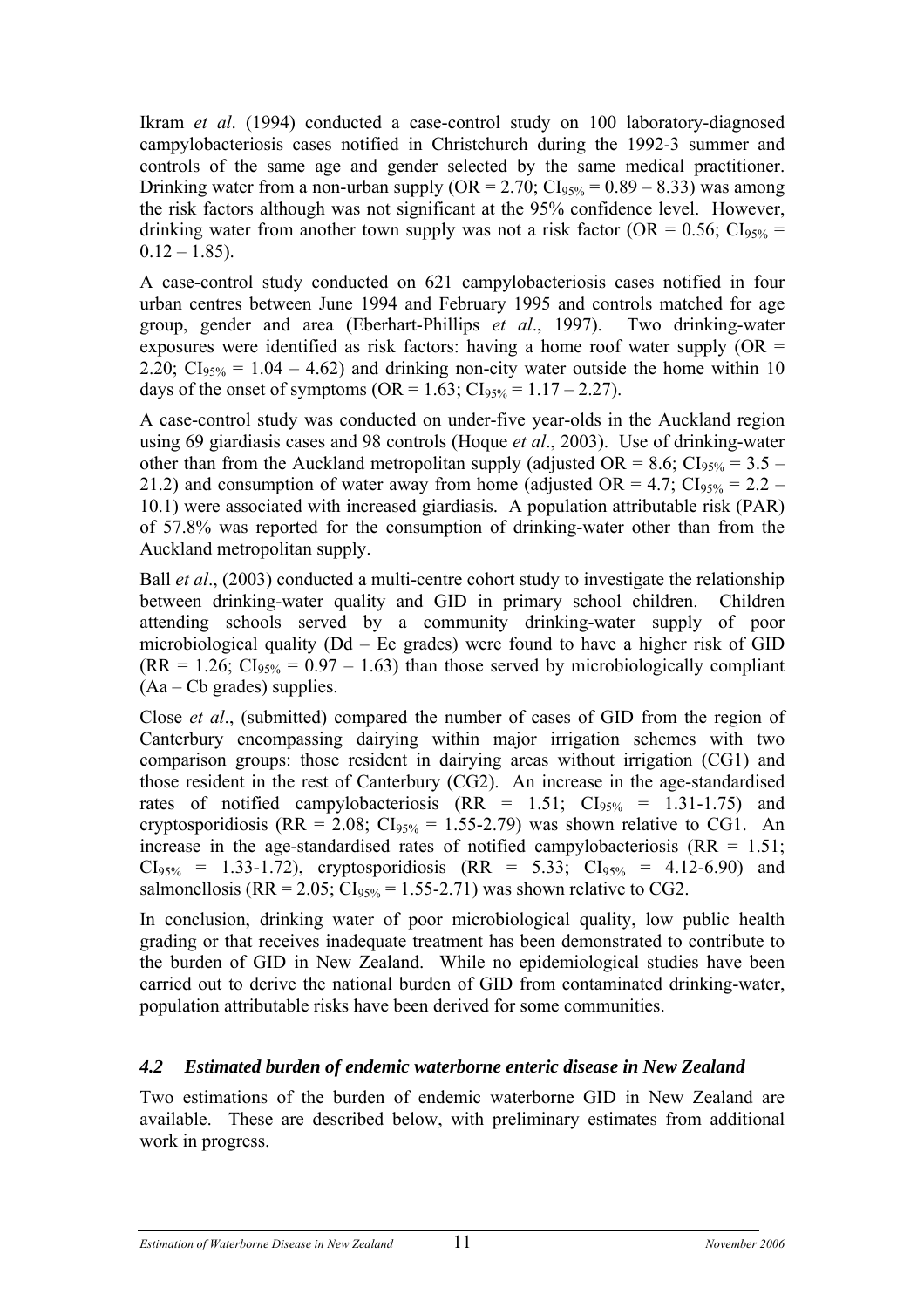Ikram *et al*. (1994) conducted a case-control study on 100 laboratory-diagnosed campylobacteriosis cases notified in Christchurch during the 1992-3 summer and controls of the same age and gender selected by the same medical practitioner. Drinking water from a non-urban supply (OR = 2.70; $CI_{95\%}$ = 0.89 – 8.33) was among the risk factors although was not significant at the 95% confidence level. However, drinking water from another town supply was not a risk factor (OR = 0.56; $CI_{95\%}$ = 0.12 – 1.85).

A case-control study conducted on 621 campylobacteriosis cases notified in four urban centres between June 1994 and February 1995 and controls matched for age group, gender and area (Eberhart-Phillips *et al*., 1997). Two drinking-water exposures were identified as risk factors: having a home roof water supply (OR = 2.20; $CI_{95\%}$ = 1.04 – 4.62) and drinking non-city water outside the home within 10 days of the onset of symptoms (OR = 1.63; $CI_{95\%}$ = 1.17 – 2.27).

A case-control study was conducted on under-five year-olds in the Auckland region using 69 giardiasis cases and 98 controls (Hoque *et al*., 2003). Use of drinking-water other than from the Auckland metropolitan supply (adjusted OR = 8.6; $CI_{95\%}$ = 3.5 – 21.2) and consumption of water away from home (adjusted OR = 4.7; $CI_{95\%}$ = 2.2 – 10.1) were associated with increased giardiasis. A population attributable risk (PAR) of 57.8% was reported for the consumption of drinking-water other than from the Auckland metropolitan supply.

Ball *et al*., (2003) conducted a multi-centre cohort study to investigate the relationship between drinking-water quality and GID in primary school children. Children attending schools served by a community drinking-water supply of poor microbiological quality (Dd – Ee grades) were found to have a higher risk of GID (RR = 1.26; $CI_{95\%}$ = 0.97 – 1.63) than those served by microbiologically compliant (Aa – Cb grades) supplies.

Close *et al*., (submitted) compared the number of cases of GID from the region of Canterbury encompassing dairying within major irrigation schemes with two comparison groups: those resident in dairying areas without irrigation (CG1) and those resident in the rest of Canterbury (CG2). An increase in the age-standardised rates of notified campylobacteriosis (RR = 1.51; $CI_{95\%}$ = 1.31-1.75) and cryptosporidiosis (RR = 2.08; $CI_{95\%}$ = 1.55-2.79) was shown relative to CG1. An increase in the age-standardised rates of notified campylobacteriosis (RR = 1.51; $CI_{95\%}$ = 1.33-1.72), cryptosporidiosis (RR = 5.33; $CI_{95\%}$ = 4.12-6.90) and salmonellosis (RR = 2.05; $CI_{95\%}$ = 1.55-2.71) was shown relative to CG2.

In conclusion, drinking water of poor microbiological quality, low public health grading or that receives inadequate treatment has been demonstrated to contribute to the burden of GID in New Zealand. While no epidemiological studies have been carried out to derive the national burden of GID from contaminated drinking-water, population attributable risks have been derived for some communities.

### *4.2 Estimated burden of endemic waterborne enteric disease in New Zealand*

Two estimations of the burden of endemic waterborne GID in New Zealand are available. These are described below, with preliminary estimates from additional work in progress.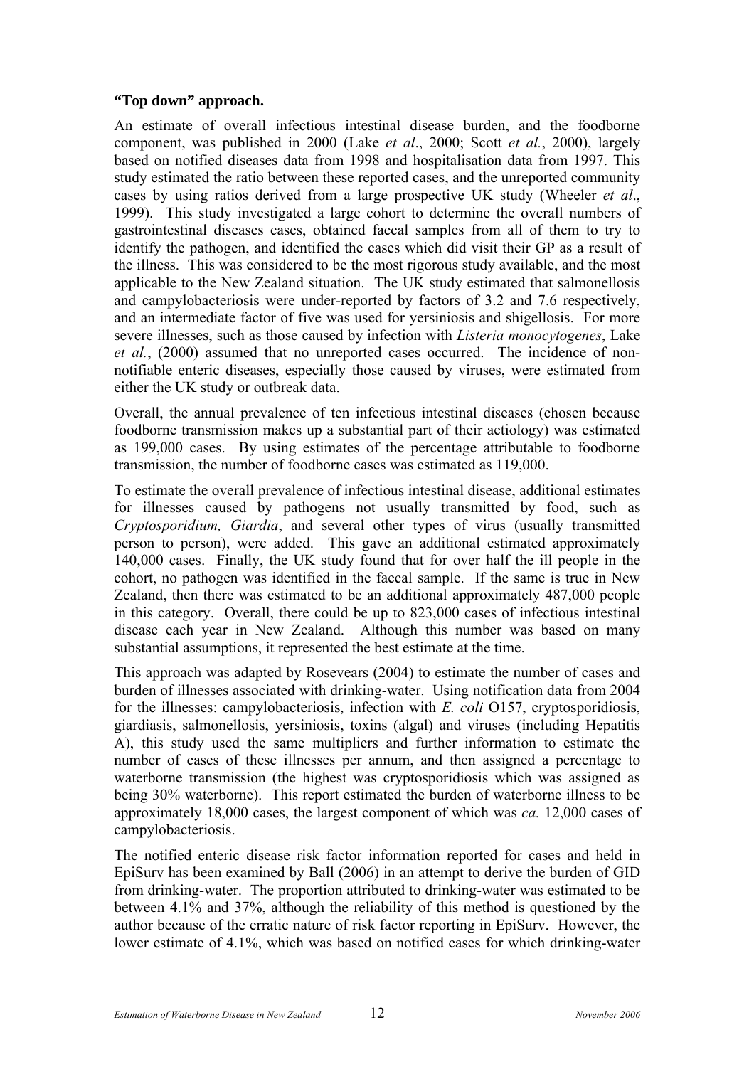**"Top down" approach.**

An estimate of overall infectious intestinal disease burden, and the foodborne component, was published in 2000 (Lake *et al*., 2000; Scott *et al.*, 2000), largely based on notified diseases data from 1998 and hospitalisation data from 1997. This study estimated the ratio between these reported cases, and the unreported community cases by using ratios derived from a large prospective UK study (Wheeler *et al*., 1999). This study investigated a large cohort to determine the overall numbers of gastrointestinal diseases cases, obtained faecal samples from all of them to try to identify the pathogen, and identified the cases which did visit their GP as a result of the illness. This was considered to be the most rigorous study available, and the most applicable to the New Zealand situation. The UK study estimated that salmonellosis and campylobacteriosis were under-reported by factors of 3.2 and 7.6 respectively, and an intermediate factor of five was used for yersiniosis and shigellosis. For more severe illnesses, such as those caused by infection with *Listeria monocytogenes*, Lake *et al.*, (2000) assumed that no unreported cases occurred. The incidence of non-notifiable enteric diseases, especially those caused by viruses, were estimated from either the UK study or outbreak data.

Overall, the annual prevalence of ten infectious intestinal diseases (chosen because foodborne transmission makes up a substantial part of their aetiology) was estimated as 199,000 cases. By using estimates of the percentage attributable to foodborne transmission, the number of foodborne cases was estimated as 119,000.

To estimate the overall prevalence of infectious intestinal disease, additional estimates for illnesses caused by pathogens not usually transmitted by food, such as *Cryptosporidium, Giardia*, and several other types of virus (usually transmitted person to person), were added. This gave an additional estimated approximately 140,000 cases. Finally, the UK study found that for over half the ill people in the cohort, no pathogen was identified in the faecal sample. If the same is true in New Zealand, then there was estimated to be an additional approximately 487,000 people in this category. Overall, there could be up to 823,000 cases of infectious intestinal disease each year in New Zealand. Although this number was based on many substantial assumptions, it represented the best estimate at the time.

This approach was adapted by Rosevears (2004) to estimate the number of cases and burden of illnesses associated with drinking-water. Using notification data from 2004 for the illnesses: campylobacteriosis, infection with *E. coli* O157, cryptosporidiosis, giardiasis, salmonellosis, yersiniosis, toxins (algal) and viruses (including Hepatitis A), this study used the same multipliers and further information to estimate the number of cases of these illnesses per annum, and then assigned a percentage to waterborne transmission (the highest was cryptosporidiosis which was assigned as being 30% waterborne). This report estimated the burden of waterborne illness to be approximately 18,000 cases, the largest component of which was *ca.* 12,000 cases of campylobacteriosis.

The notified enteric disease risk factor information reported for cases and held in EpiSurv has been examined by Ball (2006) in an attempt to derive the burden of GID from drinking-water. The proportion attributed to drinking-water was estimated to be between 4.1% and 37%, although the reliability of this method is questioned by the author because of the erratic nature of risk factor reporting in EpiSurv. However, the lower estimate of 4.1%, which was based on notified cases for which drinking-water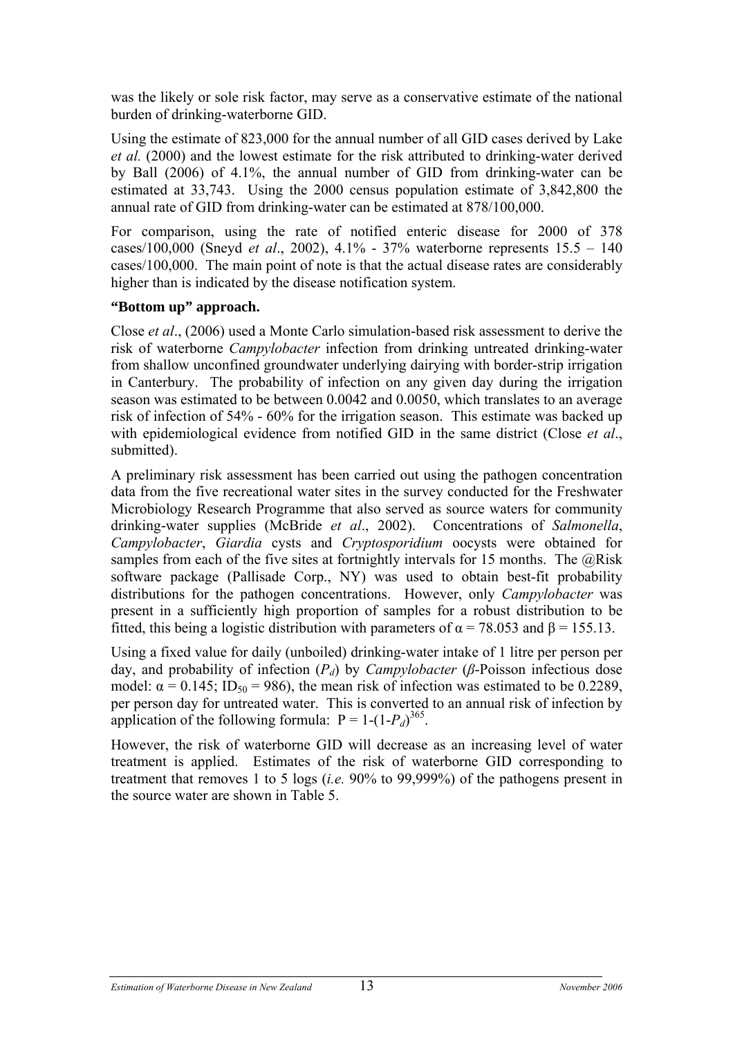was the likely or sole risk factor, may serve as a conservative estimate of the national burden of drinking-waterborne GID.

Using the estimate of 823,000 for the annual number of all GID cases derived by Lake *et al.* (2000) and the lowest estimate for the risk attributed to drinking-water derived by Ball (2006) of 4.1%, the annual number of GID from drinking-water can be estimated at 33,743. Using the 2000 census population estimate of 3,842,800 the annual rate of GID from drinking-water can be estimated at 878/100,000.

For comparison, using the rate of notified enteric disease for 2000 of 378 cases/100,000 (Sneyd *et al*., 2002), 4.1% - 37% waterborne represents 15.5 – 140 cases/100,000. The main point of note is that the actual disease rates are considerably higher than is indicated by the disease notification system.

**"Bottom up" approach.**

Close *et al*., (2006) used a Monte Carlo simulation-based risk assessment to derive the risk of waterborne *Campylobacter* infection from drinking untreated drinking-water from shallow unconfined groundwater underlying dairying with border-strip irrigation in Canterbury. The probability of infection on any given day during the irrigation season was estimated to be between 0.0042 and 0.0050, which translates to an average risk of infection of 54% - 60% for the irrigation season. This estimate was backed up with epidemiological evidence from notified GID in the same district (Close *et al*., submitted).

A preliminary risk assessment has been carried out using the pathogen concentration data from the five recreational water sites in the survey conducted for the Freshwater Microbiology Research Programme that also served as source waters for community drinking-water supplies (McBride *et al*., 2002). Concentrations of *Salmonella*, *Campylobacter*, *Giardia* cysts and *Cryptosporidium* oocysts were obtained for samples from each of the five sites at fortnightly intervals for 15 months. The @Risk software package (Pallisade Corp., NY) was used to obtain best-fit probability distributions for the pathogen concentrations. However, only *Campylobacter* was present in a sufficiently high proportion of samples for a robust distribution to be fitted, this being a logistic distribution with parameters of $\alpha = 78.053$ and $\beta = 155.13$.

Using a fixed value for daily (unboiled) drinking-water intake of 1 litre per person per day, and probability of infection ($P_d$) by *Campylobacter* (*β*-Poisson infectious dose model: $\alpha = 0.145$; $ID_{50} = 986$), the mean risk of infection was estimated to be 0.2289, per person day for untreated water. This is converted to an annual risk of infection by application of the following formula: $P = 1-(1-P_d)^{365}$.

However, the risk of waterborne GID will decrease as an increasing level of water treatment is applied. Estimates of the risk of waterborne GID corresponding to treatment that removes 1 to 5 logs (*i.e.* 90% to 99,999%) of the pathogens present in the source water are shown in Table 5.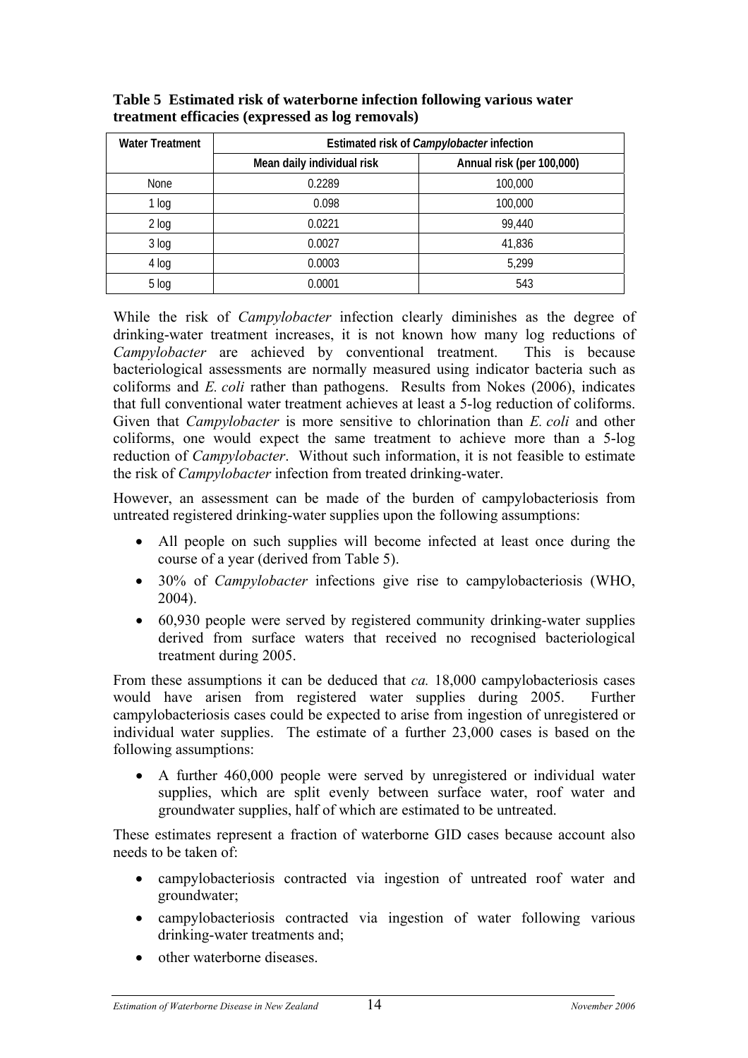**Table 5 Estimated risk of waterborne infection following various water treatment efficacies (expressed as log removals)**

| Water Treatment | Estimated risk of *Campylobacter* infection | |
|---|---|---|
| | Mean daily individual risk | Annual risk (per 100,000) |
| None | 0.2289 | 100,000 |
| 1 log | 0.098 | 100,000 |
| 2 log | 0.0221 | 99,440 |
| 3 log | 0.0027 | 41,836 |
| 4 log | 0.0003 | 5,299 |
| 5 log | 0.0001 | 543 |

While the risk of *Campylobacter* infection clearly diminishes as the degree of drinking-water treatment increases, it is not known how many log reductions of *Campylobacter* are achieved by conventional treatment. This is because bacteriological assessments are normally measured using indicator bacteria such as coliforms and *E. coli* rather than pathogens. Results from Nokes (2006), indicates that full conventional water treatment achieves at least a 5-log reduction of coliforms. Given that *Campylobacter* is more sensitive to chlorination than *E. coli* and other coliforms, one would expect the same treatment to achieve more than a 5-log reduction of *Campylobacter*. Without such information, it is not feasible to estimate the risk of *Campylobacter* infection from treated drinking-water.

However, an assessment can be made of the burden of campylobacteriosis from untreated registered drinking-water supplies upon the following assumptions:

- All people on such supplies will become infected at least once during the course of a year (derived from Table 5).
- 30% of *Campylobacter* infections give rise to campylobacteriosis (WHO, 2004).
- 60,930 people were served by registered community drinking-water supplies derived from surface waters that received no recognised bacteriological treatment during 2005.

From these assumptions it can be deduced that *ca.* 18,000 campylobacteriosis cases would have arisen from registered water supplies during 2005. Further campylobacteriosis cases could be expected to arise from ingestion of unregistered or individual water supplies. The estimate of a further 23,000 cases is based on the following assumptions:

- A further 460,000 people were served by unregistered or individual water supplies, which are split evenly between surface water, roof water and groundwater supplies, half of which are estimated to be untreated.

These estimates represent a fraction of waterborne GID cases because account also needs to be taken of:

- campylobacteriosis contracted via ingestion of untreated roof water and groundwater;
- campylobacteriosis contracted via ingestion of water following various drinking-water treatments and;
- other waterborne diseases.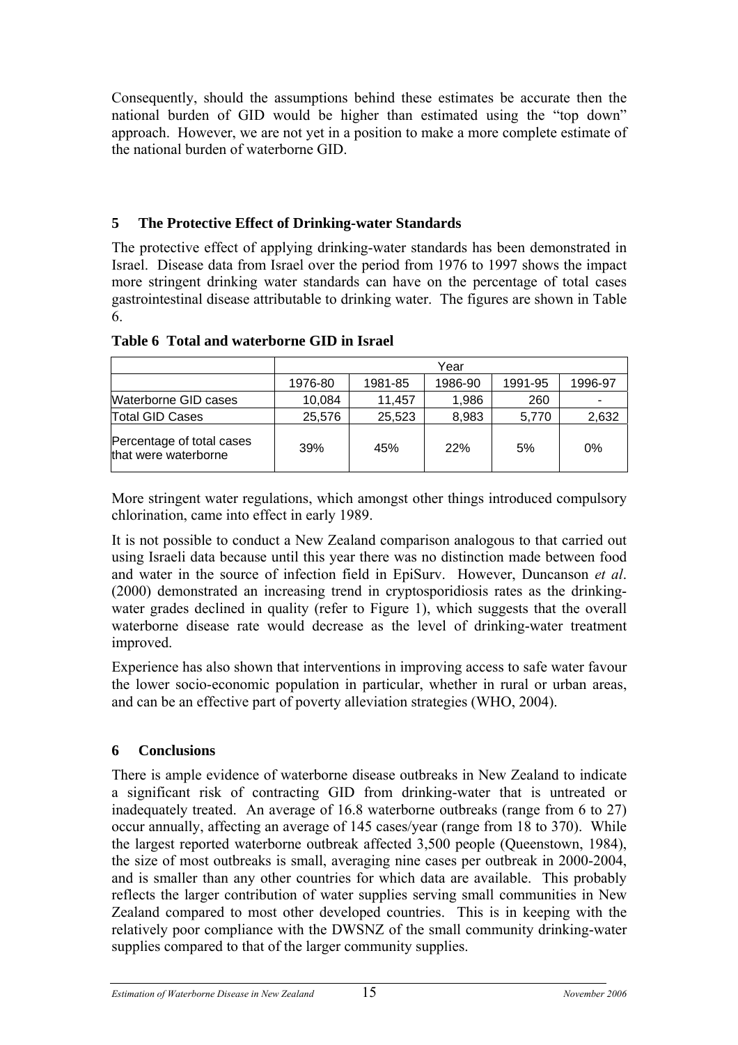Consequently, should the assumptions behind these estimates be accurate then the national burden of GID would be higher than estimated using the "top down" approach. However, we are not yet in a position to make a more complete estimate of the national burden of waterborne GID.

## 5 The Protective Effect of Drinking-water Standards

The protective effect of applying drinking-water standards has been demonstrated in Israel. Disease data from Israel over the period from 1976 to 1997 shows the impact more stringent drinking water standards can have on the percentage of total cases gastrointestinal disease attributable to drinking water. The figures are shown in Table 6.

**Table 6 Total and waterborne GID in Israel**

| | Year | | | | |
|---|---|---|---|---|---|
| | 1976-80 | 1981-85 | 1986-90 | 1991-95 | 1996-97 |
| Waterborne GID cases | 10,084 | 11,457 | 1,986 | 260 | - |
| Total GID Cases | 25,576 | 25,523 | 8,983 | 5,770 | 2,632 |
| Percentage of total cases that were waterborne | 39% | 45% | 22% | 5% | 0% |

More stringent water regulations, which amongst other things introduced compulsory chlorination, came into effect in early 1989.

It is not possible to conduct a New Zealand comparison analogous to that carried out using Israeli data because until this year there was no distinction made between food and water in the source of infection field in EpiSurv. However, Duncanson *et al*. (2000) demonstrated an increasing trend in cryptosporidiosis rates as the drinking-water grades declined in quality (refer to Figure 1), which suggests that the overall waterborne disease rate would decrease as the level of drinking-water treatment improved.

Experience has also shown that interventions in improving access to safe water favour the lower socio-economic population in particular, whether in rural or urban areas, and can be an effective part of poverty alleviation strategies (WHO, 2004).

## 6 Conclusions

There is ample evidence of waterborne disease outbreaks in New Zealand to indicate a significant risk of contracting GID from drinking-water that is untreated or inadequately treated. An average of 16.8 waterborne outbreaks (range from 6 to 27) occur annually, affecting an average of 145 cases/year (range from 18 to 370). While the largest reported waterborne outbreak affected 3,500 people (Queenstown, 1984), the size of most outbreaks is small, averaging nine cases per outbreak in 2000-2004, and is smaller than any other countries for which data are available. This probably reflects the larger contribution of water supplies serving small communities in New Zealand compared to most other developed countries. This is in keeping with the relatively poor compliance with the DWSNZ of the small community drinking-water supplies compared to that of the larger community supplies.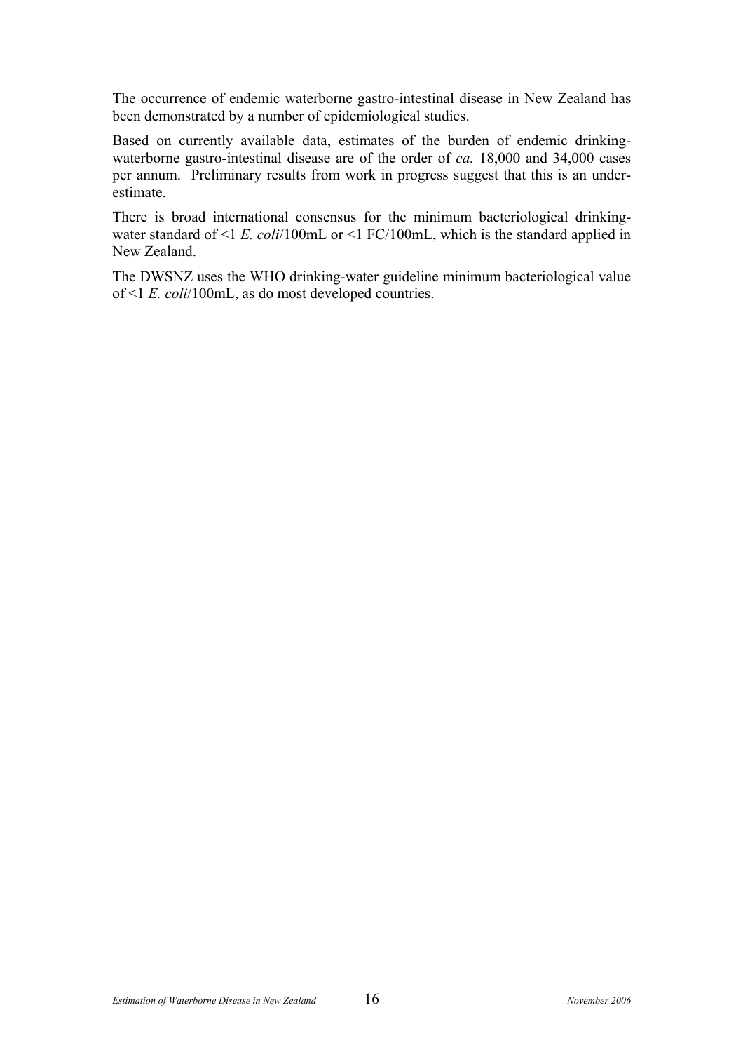The occurrence of endemic waterborne gastro-intestinal disease in New Zealand has been demonstrated by a number of epidemiological studies.

Based on currently available data, estimates of the burden of endemic drinking-waterborne gastro-intestinal disease are of the order of *ca.* 18,000 and 34,000 cases per annum. Preliminary results from work in progress suggest that this is an under-estimate.

There is broad international consensus for the minimum bacteriological drinking-water standard of <1 *E. coli*/100mL or <1 FC/100mL, which is the standard applied in New Zealand.

The DWSNZ uses the WHO drinking-water guideline minimum bacteriological value of <1 *E. coli*/100mL, as do most developed countries.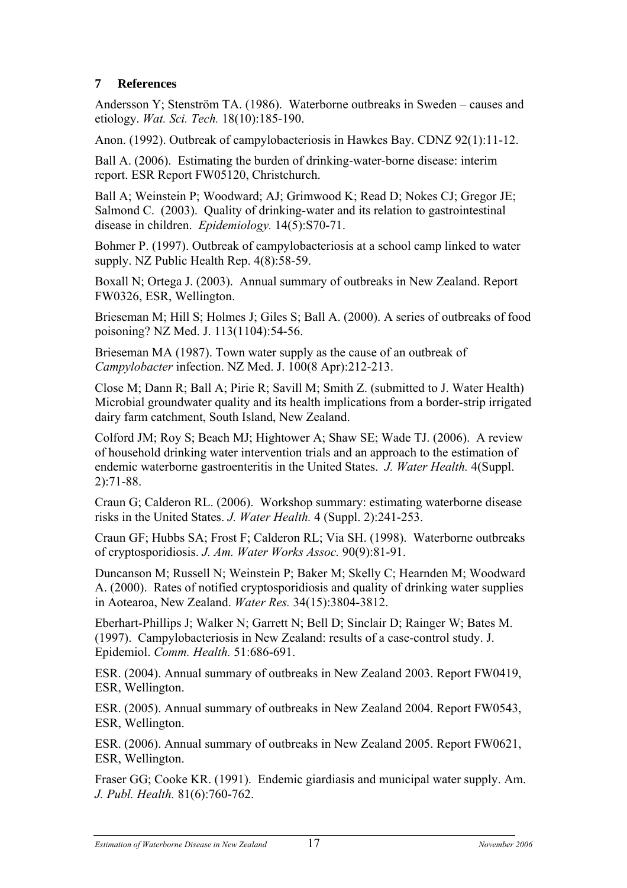## 7 References

Andersson Y; Stenström TA. (1986). Waterborne outbreaks in Sweden – causes and etiology. *Wat. Sci. Tech.* 18(10):185-190.

Anon. (1992). Outbreak of campylobacteriosis in Hawkes Bay. CDNZ 92(1):11-12.

Ball A. (2006). Estimating the burden of drinking-water-borne disease: interim report. ESR Report FW05120, Christchurch.

Ball A; Weinstein P; Woodward; AJ; Grimwood K; Read D; Nokes CJ; Gregor JE; Salmond C. (2003). Quality of drinking-water and its relation to gastrointestinal disease in children. *Epidemiology.* 14(5):S70-71.

Bohmer P. (1997). Outbreak of campylobacteriosis at a school camp linked to water supply. NZ Public Health Rep. 4(8):58-59.

Boxall N; Ortega J. (2003). Annual summary of outbreaks in New Zealand. Report FW0326, ESR, Wellington.

Brieseman M; Hill S; Holmes J; Giles S; Ball A. (2000). A series of outbreaks of food poisoning? NZ Med. J. 113(1104):54-56.

Brieseman MA (1987). Town water supply as the cause of an outbreak of *Campylobacter* infection. NZ Med. J. 100(8 Apr):212-213.

Close M; Dann R; Ball A; Pirie R; Savill M; Smith Z. (submitted to J. Water Health) Microbial groundwater quality and its health implications from a border-strip irrigated dairy farm catchment, South Island, New Zealand.

Colford JM; Roy S; Beach MJ; Hightower A; Shaw SE; Wade TJ. (2006). A review of household drinking water intervention trials and an approach to the estimation of endemic waterborne gastroenteritis in the United States. *J. Water Health.* 4(Suppl. 2):71-88.

Craun G; Calderon RL. (2006). Workshop summary: estimating waterborne disease risks in the United States. *J. Water Health.* 4 (Suppl. 2):241-253.

Craun GF; Hubbs SA; Frost F; Calderon RL; Via SH. (1998). Waterborne outbreaks of cryptosporidiosis. *J. Am. Water Works Assoc.* 90(9):81-91.

Duncanson M; Russell N; Weinstein P; Baker M; Skelly C; Hearnden M; Woodward A. (2000). Rates of notified cryptosporidiosis and quality of drinking water supplies in Aotearoa, New Zealand. *Water Res.* 34(15):3804-3812.

Eberhart-Phillips J; Walker N; Garrett N; Bell D; Sinclair D; Rainger W; Bates M. (1997). Campylobacteriosis in New Zealand: results of a case-control study. J. Epidemiol. *Comm. Health.* 51:686-691.

ESR. (2004). Annual summary of outbreaks in New Zealand 2003. Report FW0419, ESR, Wellington.

ESR. (2005). Annual summary of outbreaks in New Zealand 2004. Report FW0543, ESR, Wellington.

ESR. (2006). Annual summary of outbreaks in New Zealand 2005. Report FW0621, ESR, Wellington.

Fraser GG; Cooke KR. (1991). Endemic giardiasis and municipal water supply. Am. *J. Publ. Health.* 81(6):760-762.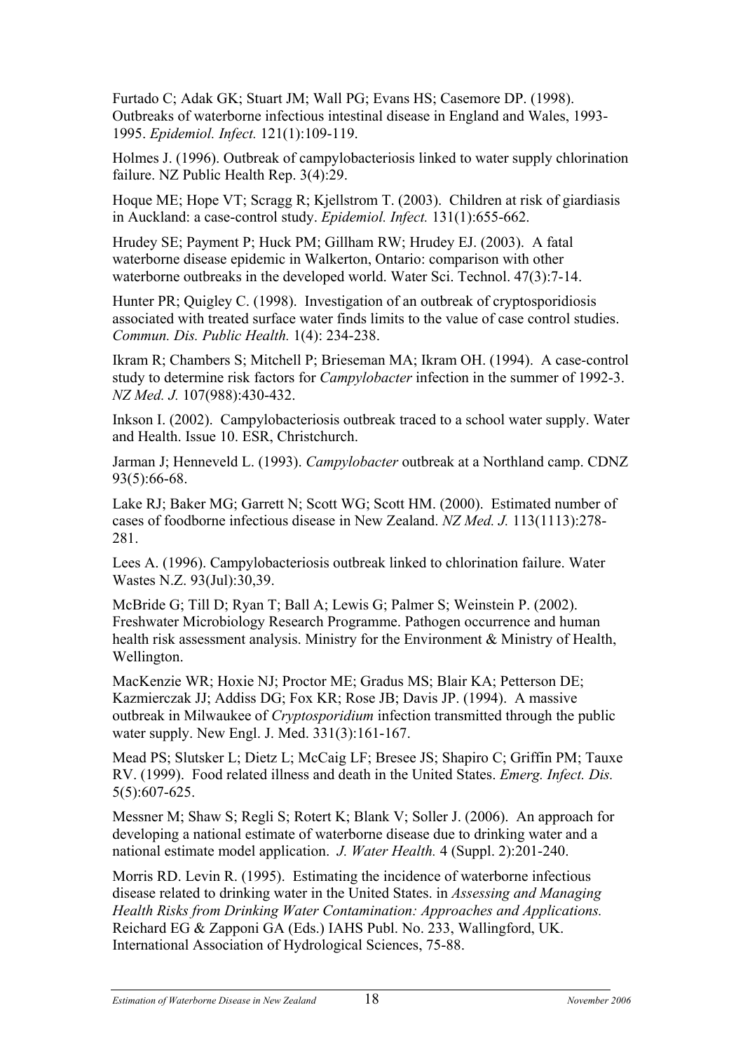Furtado C; Adak GK; Stuart JM; Wall PG; Evans HS; Casemore DP. (1998). Outbreaks of waterborne infectious intestinal disease in England and Wales, 1993-1995. *Epidemiol. Infect.* 121(1):109-119.

Holmes J. (1996). Outbreak of campylobacteriosis linked to water supply chlorination failure. NZ Public Health Rep. 3(4):29.

Hoque ME; Hope VT; Scragg R; Kjellstrom T. (2003). Children at risk of giardiasis in Auckland: a case-control study. *Epidemiol. Infect.* 131(1):655-662.

Hrudey SE; Payment P; Huck PM; Gillham RW; Hrudey EJ. (2003). A fatal waterborne disease epidemic in Walkerton, Ontario: comparison with other waterborne outbreaks in the developed world. Water Sci. Technol. 47(3):7-14.

Hunter PR; Quigley C. (1998). Investigation of an outbreak of cryptosporidiosis associated with treated surface water finds limits to the value of case control studies. *Commun. Dis. Public Health.* 1(4): 234-238.

Ikram R; Chambers S; Mitchell P; Brieseman MA; Ikram OH. (1994). A case-control study to determine risk factors for *Campylobacter* infection in the summer of 1992-3. *NZ Med. J.* 107(988):430-432.

Inkson I. (2002). Campylobacteriosis outbreak traced to a school water supply. Water and Health. Issue 10. ESR, Christchurch.

Jarman J; Henneveld L. (1993). *Campylobacter* outbreak at a Northland camp. CDNZ 93(5):66-68.

Lake RJ; Baker MG; Garrett N; Scott WG; Scott HM. (2000). Estimated number of cases of foodborne infectious disease in New Zealand. *NZ Med. J.* 113(1113):278-281.

Lees A. (1996). Campylobacteriosis outbreak linked to chlorination failure. Water Wastes N.Z. 93(Jul):30,39.

McBride G; Till D; Ryan T; Ball A; Lewis G; Palmer S; Weinstein P. (2002). Freshwater Microbiology Research Programme. Pathogen occurrence and human health risk assessment analysis. Ministry for the Environment & Ministry of Health, Wellington.

MacKenzie WR; Hoxie NJ; Proctor ME; Gradus MS; Blair KA; Petterson DE; Kazmierczak JJ; Addiss DG; Fox KR; Rose JB; Davis JP. (1994). A massive outbreak in Milwaukee of *Cryptosporidium* infection transmitted through the public water supply. New Engl. J. Med. 331(3):161-167.

Mead PS; Slutsker L; Dietz L; McCaig LF; Bresee JS; Shapiro C; Griffin PM; Tauxe RV. (1999). Food related illness and death in the United States. *Emerg. Infect. Dis.* 5(5):607-625.

Messner M; Shaw S; Regli S; Rotert K; Blank V; Soller J. (2006). An approach for developing a national estimate of waterborne disease due to drinking water and a national estimate model application. *J. Water Health.* 4 (Suppl. 2):201-240.

Morris RD. Levin R. (1995). Estimating the incidence of waterborne infectious disease related to drinking water in the United States. in *Assessing and Managing Health Risks from Drinking Water Contamination: Approaches and Applications.* Reichard EG & Zapponi GA (Eds.) IAHS Publ. No. 233, Wallingford, UK. International Association of Hydrological Sciences, 75-88.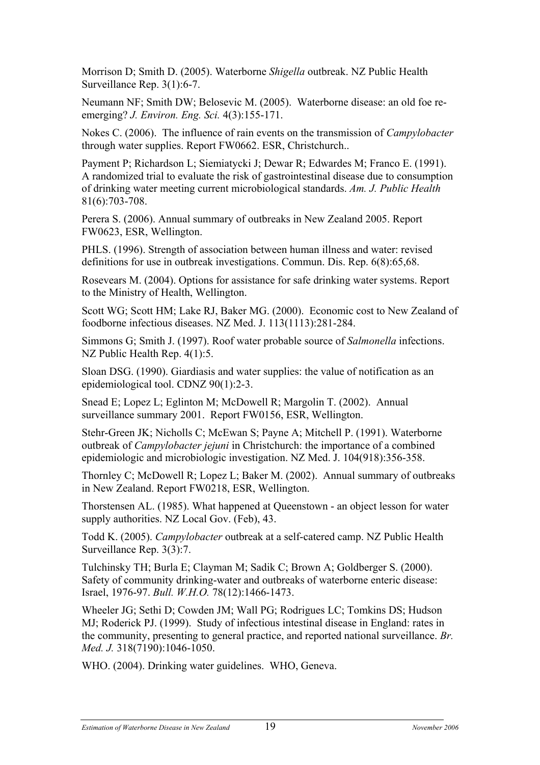Morrison D; Smith D. (2005). Waterborne *Shigella* outbreak. NZ Public Health Surveillance Rep. 3(1):6-7.

Neumann NF; Smith DW; Belosevic M. (2005). Waterborne disease: an old foe re-emerging? *J. Environ. Eng. Sci.* 4(3):155-171.

Nokes C. (2006). The influence of rain events on the transmission of *Campylobacter* through water supplies. Report FW0662. ESR, Christchurch..

Payment P; Richardson L; Siemiatycki J; Dewar R; Edwardes M; Franco E. (1991). A randomized trial to evaluate the risk of gastrointestinal disease due to consumption of drinking water meeting current microbiological standards. *Am. J. Public Health* 81(6):703-708.

Perera S. (2006). Annual summary of outbreaks in New Zealand 2005. Report FW0623, ESR, Wellington.

PHLS. (1996). Strength of association between human illness and water: revised definitions for use in outbreak investigations. Commun. Dis. Rep. 6(8):65,68.

Rosevears M. (2004). Options for assistance for safe drinking water systems. Report to the Ministry of Health, Wellington.

Scott WG; Scott HM; Lake RJ, Baker MG. (2000). Economic cost to New Zealand of foodborne infectious diseases. NZ Med. J. 113(1113):281-284.

Simmons G; Smith J. (1997). Roof water probable source of *Salmonella* infections. NZ Public Health Rep. 4(1):5.

Sloan DSG. (1990). Giardiasis and water supplies: the value of notification as an epidemiological tool. CDNZ 90(1):2-3.

Snead E; Lopez L; Eglinton M; McDowell R; Margolin T. (2002). Annual surveillance summary 2001. Report FW0156, ESR, Wellington.

Stehr-Green JK; Nicholls C; McEwan S; Payne A; Mitchell P. (1991). Waterborne outbreak of *Campylobacter jejuni* in Christchurch: the importance of a combined epidemiologic and microbiologic investigation. NZ Med. J. 104(918):356-358.

Thornley C; McDowell R; Lopez L; Baker M. (2002). Annual summary of outbreaks in New Zealand. Report FW0218, ESR, Wellington.

Thorstensen AL. (1985). What happened at Queenstown - an object lesson for water supply authorities. NZ Local Gov. (Feb), 43.

Todd K. (2005). *Campylobacter* outbreak at a self-catered camp. NZ Public Health Surveillance Rep. 3(3):7.

Tulchinsky TH; Burla E; Clayman M; Sadik C; Brown A; Goldberger S. (2000). Safety of community drinking-water and outbreaks of waterborne enteric disease: Israel, 1976-97. *Bull. W.H.O.* 78(12):1466-1473.

Wheeler JG; Sethi D; Cowden JM; Wall PG; Rodrigues LC; Tomkins DS; Hudson MJ; Roderick PJ. (1999). Study of infectious intestinal disease in England: rates in the community, presenting to general practice, and reported national surveillance. *Br. Med. J.* 318(7190):1046-1050.

WHO. (2004). Drinking water guidelines. WHO, Geneva.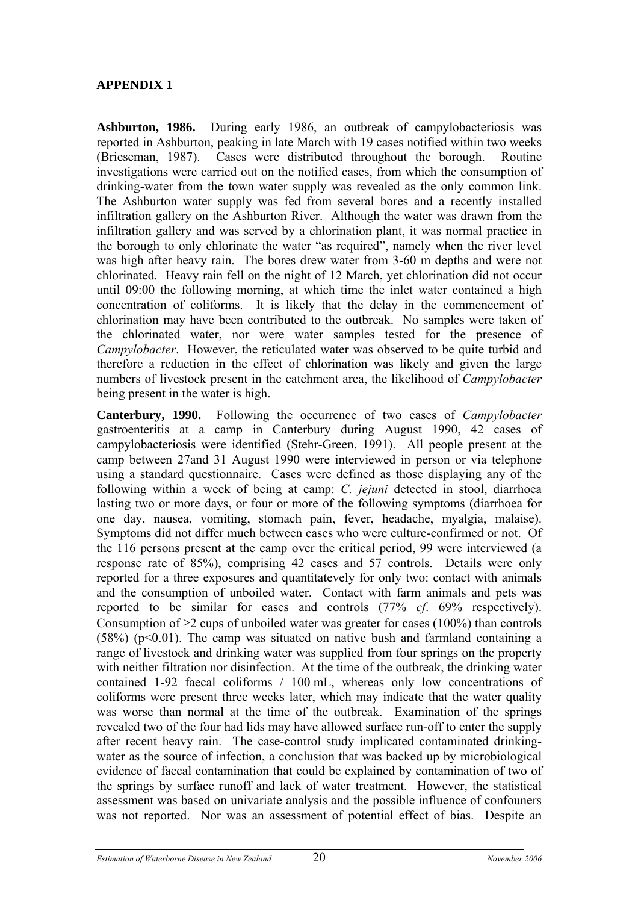## APPENDIX 1

**Ashburton, 1986.** During early 1986, an outbreak of campylobacteriosis was reported in Ashburton, peaking in late March with 19 cases notified within two weeks (Brieseman, 1987). Cases were distributed throughout the borough. Routine investigations were carried out on the notified cases, from which the consumption of drinking-water from the town water supply was revealed as the only common link. The Ashburton water supply was fed from several bores and a recently installed infiltration gallery on the Ashburton River. Although the water was drawn from the infiltration gallery and was served by a chlorination plant, it was normal practice in the borough to only chlorinate the water "as required", namely when the river level was high after heavy rain. The bores drew water from 3-60 m depths and were not chlorinated. Heavy rain fell on the night of 12 March, yet chlorination did not occur until 09:00 the following morning, at which time the inlet water contained a high concentration of coliforms. It is likely that the delay in the commencement of chlorination may have been contributed to the outbreak. No samples were taken of the chlorinated water, nor were water samples tested for the presence of *Campylobacter*. However, the reticulated water was observed to be quite turbid and therefore a reduction in the effect of chlorination was likely and given the large numbers of livestock present in the catchment area, the likelihood of *Campylobacter* being present in the water is high.

**Canterbury, 1990.** Following the occurrence of two cases of *Campylobacter* gastroenteritis at a camp in Canterbury during August 1990, 42 cases of campylobacteriosis were identified (Stehr-Green, 1991). All people present at the camp between 27and 31 August 1990 were interviewed in person or via telephone using a standard questionnaire. Cases were defined as those displaying any of the following within a week of being at camp: *C. jejuni* detected in stool, diarrhoea lasting two or more days, or four or more of the following symptoms (diarrhoea for one day, nausea, vomiting, stomach pain, fever, headache, myalgia, malaise). Symptoms did not differ much between cases who were culture-confirmed or not. Of the 116 persons present at the camp over the critical period, 99 were interviewed (a response rate of 85%), comprising 42 cases and 57 controls. Details were only reported for a three exposures and quantitatevely for only two: contact with animals and the consumption of unboiled water. Contact with farm animals and pets was reported to be similar for cases and controls (77% *cf*. 69% respectively). Consumption of $\geq$2 cups of unboiled water was greater for cases (100%) than controls (58%) ($p<0.01$). The camp was situated on native bush and farmland containing a range of livestock and drinking water was supplied from four springs on the property with neither filtration nor disinfection. At the time of the outbreak, the drinking water contained 1-92 faecal coliforms / 100 mL, whereas only low concentrations of coliforms were present three weeks later, which may indicate that the water quality was worse than normal at the time of the outbreak. Examination of the springs revealed two of the four had lids may have allowed surface run-off to enter the supply after recent heavy rain. The case-control study implicated contaminated drinking-water as the source of infection, a conclusion that was backed up by microbiological evidence of faecal contamination that could be explained by contamination of two of the springs by surface runoff and lack of water treatment. However, the statistical assessment was based on univariate analysis and the possible influence of confouners was not reported. Nor was an assessment of potential effect of bias. Despite an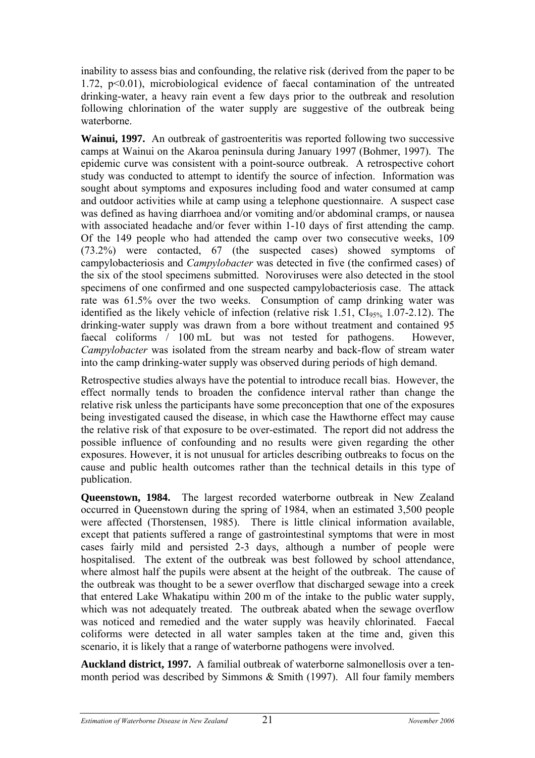inability to assess bias and confounding, the relative risk (derived from the paper to be 1.72, $p<0.01$), microbiological evidence of faecal contamination of the untreated drinking-water, a heavy rain event a few days prior to the outbreak and resolution following chlorination of the water supply are suggestive of the outbreak being waterborne.

**Wainui, 1997.** An outbreak of gastroenteritis was reported following two successive camps at Wainui on the Akaroa peninsula during January 1997 (Bohmer, 1997). The epidemic curve was consistent with a point-source outbreak. A retrospective cohort study was conducted to attempt to identify the source of infection. Information was sought about symptoms and exposures including food and water consumed at camp and outdoor activities while at camp using a telephone questionnaire. A suspect case was defined as having diarrhoea and/or vomiting and/or abdominal cramps, or nausea with associated headache and/or fever within 1-10 days of first attending the camp. Of the 149 people who had attended the camp over two consecutive weeks, 109 (73.2%) were contacted, 67 (the suspected cases) showed symptoms of campylobacteriosis and *Campylobacter* was detected in five (the confirmed cases) of the six of the stool specimens submitted. Noroviruses were also detected in the stool specimens of one confirmed and one suspected campylobacteriosis case. The attack rate was 61.5% over the two weeks. Consumption of camp drinking water was identified as the likely vehicle of infection (relative risk 1.51, $CI_{95\%}$ 1.07-2.12). The drinking-water supply was drawn from a bore without treatment and contained 95 faecal coliforms / 100 mL but was not tested for pathogens. However, *Campylobacter* was isolated from the stream nearby and back-flow of stream water into the camp drinking-water supply was observed during periods of high demand.

Retrospective studies always have the potential to introduce recall bias. However, the effect normally tends to broaden the confidence interval rather than change the relative risk unless the participants have some preconception that one of the exposures being investigated caused the disease, in which case the Hawthorne effect may cause the relative risk of that exposure to be over-estimated. The report did not address the possible influence of confounding and no results were given regarding the other exposures. However, it is not unusual for articles describing outbreaks to focus on the cause and public health outcomes rather than the technical details in this type of publication.

**Queenstown, 1984.** The largest recorded waterborne outbreak in New Zealand occurred in Queenstown during the spring of 1984, when an estimated 3,500 people were affected (Thorstensen, 1985). There is little clinical information available, except that patients suffered a range of gastrointestinal symptoms that were in most cases fairly mild and persisted 2-3 days, although a number of people were hospitalised. The extent of the outbreak was best followed by school attendance, where almost half the pupils were absent at the height of the outbreak. The cause of the outbreak was thought to be a sewer overflow that discharged sewage into a creek that entered Lake Whakatipu within 200 m of the intake to the public water supply, which was not adequately treated. The outbreak abated when the sewage overflow was noticed and remedied and the water supply was heavily chlorinated. Faecal coliforms were detected in all water samples taken at the time and, given this scenario, it is likely that a range of waterborne pathogens were involved.

**Auckland district, 1997.** A familial outbreak of waterborne salmonellosis over a ten-month period was described by Simmons & Smith (1997). All four family members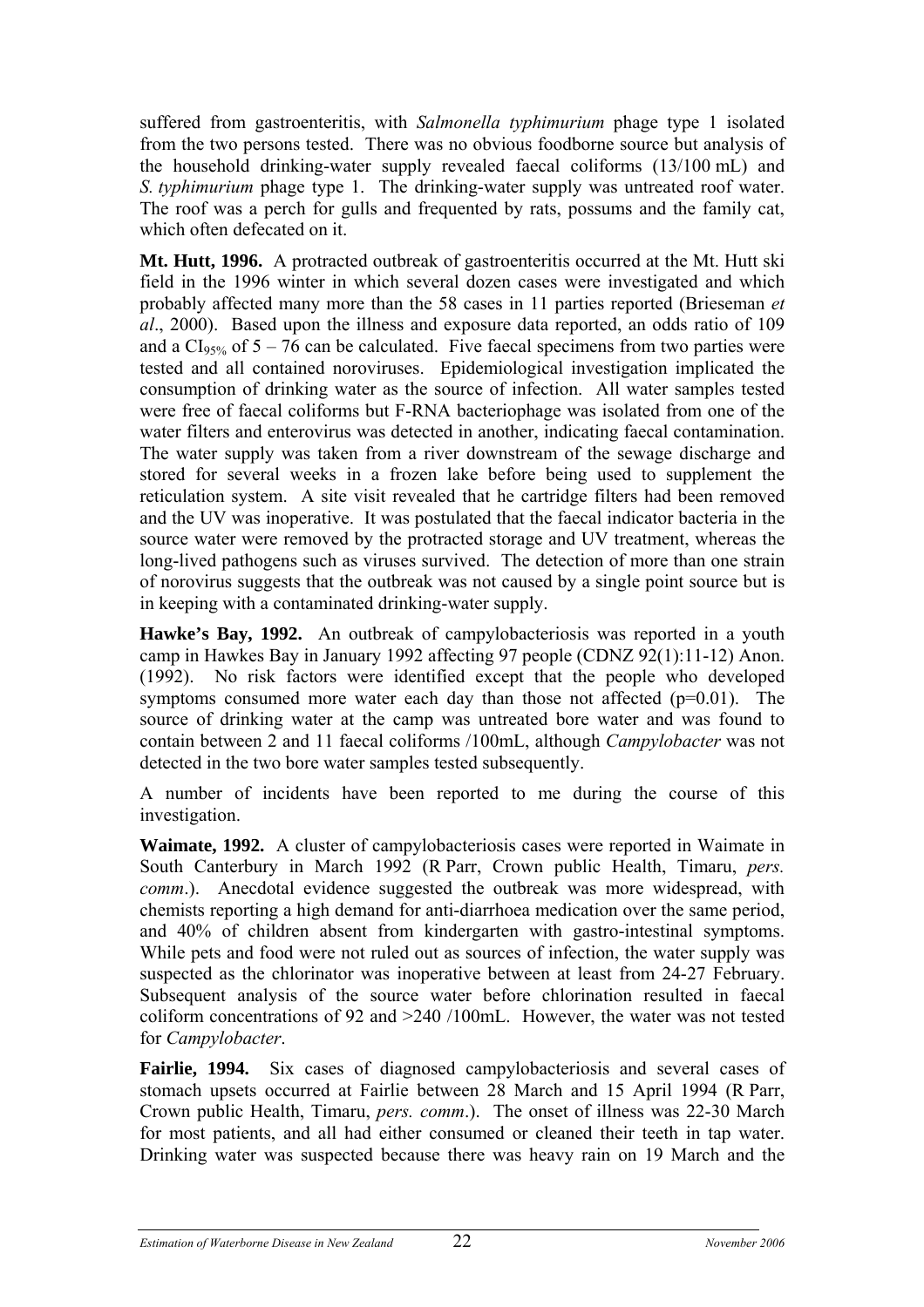suffered from gastroenteritis, with *Salmonella typhimurium* phage type 1 isolated from the two persons tested. There was no obvious foodborne source but analysis of the household drinking-water supply revealed faecal coliforms (13/100 mL) and *S. typhimurium* phage type 1. The drinking-water supply was untreated roof water. The roof was a perch for gulls and frequented by rats, possums and the family cat, which often defecated on it.

**Mt. Hutt, 1996.** A protracted outbreak of gastroenteritis occurred at the Mt. Hutt ski field in the 1996 winter in which several dozen cases were investigated and which probably affected many more than the 58 cases in 11 parties reported (Brieseman *et al*., 2000). Based upon the illness and exposure data reported, an odds ratio of 109 and a $CI_{95\%}$ of 5 – 76 can be calculated. Five faecal specimens from two parties were tested and all contained noroviruses. Epidemiological investigation implicated the consumption of drinking water as the source of infection. All water samples tested were free of faecal coliforms but F-RNA bacteriophage was isolated from one of the water filters and enterovirus was detected in another, indicating faecal contamination. The water supply was taken from a river downstream of the sewage discharge and stored for several weeks in a frozen lake before being used to supplement the reticulation system. A site visit revealed that he cartridge filters had been removed and the UV was inoperative. It was postulated that the faecal indicator bacteria in the source water were removed by the protracted storage and UV treatment, whereas the long-lived pathogens such as viruses survived. The detection of more than one strain of norovirus suggests that the outbreak was not caused by a single point source but is in keeping with a contaminated drinking-water supply.

**Hawke's Bay, 1992.** An outbreak of campylobacteriosis was reported in a youth camp in Hawkes Bay in January 1992 affecting 97 people (CDNZ 92(1):11-12) Anon. (1992). No risk factors were identified except that the people who developed symptoms consumed more water each day than those not affected ($p=0.01$). The source of drinking water at the camp was untreated bore water and was found to contain between 2 and 11 faecal coliforms /100mL, although *Campylobacter* was not detected in the two bore water samples tested subsequently.

A number of incidents have been reported to me during the course of this investigation.

**Waimate, 1992.** A cluster of campylobacteriosis cases were reported in Waimate in South Canterbury in March 1992 (R Parr, Crown public Health, Timaru, *pers. comm*.). Anecdotal evidence suggested the outbreak was more widespread, with chemists reporting a high demand for anti-diarrhoea medication over the same period, and 40% of children absent from kindergarten with gastro-intestinal symptoms. While pets and food were not ruled out as sources of infection, the water supply was suspected as the chlorinator was inoperative between at least from 24-27 February. Subsequent analysis of the source water before chlorination resulted in faecal coliform concentrations of 92 and >240 /100mL. However, the water was not tested for *Campylobacter*.

**Fairlie, 1994.** Six cases of diagnosed campylobacteriosis and several cases of stomach upsets occurred at Fairlie between 28 March and 15 April 1994 (R Parr, Crown public Health, Timaru, *pers. comm*.). The onset of illness was 22-30 March for most patients, and all had either consumed or cleaned their teeth in tap water. Drinking water was suspected because there was heavy rain on 19 March and the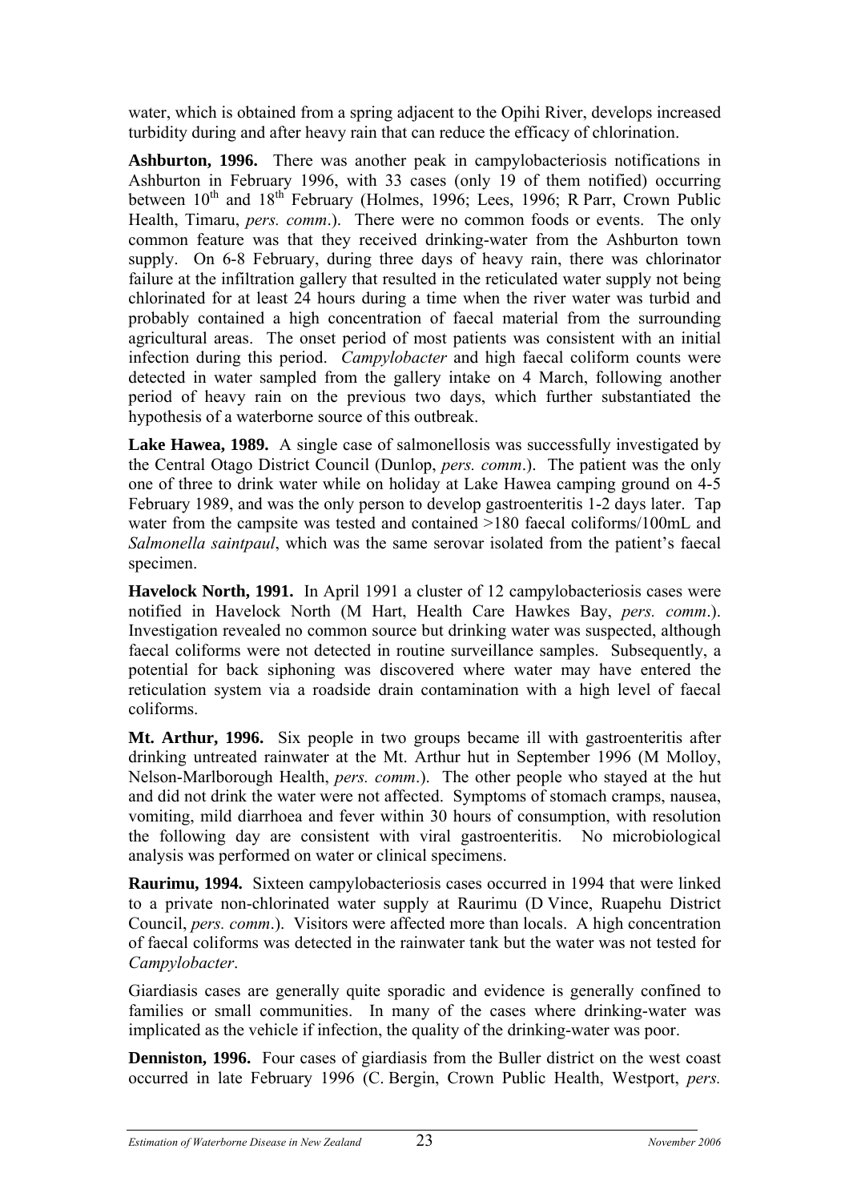water, which is obtained from a spring adjacent to the Opihi River, develops increased turbidity during and after heavy rain that can reduce the efficacy of chlorination.

**Ashburton, 1996.** There was another peak in campylobacteriosis notifications in Ashburton in February 1996, with 33 cases (only 19 of them notified) occurring between 10th and 18th February (Holmes, 1996; Lees, 1996; R Parr, Crown Public Health, Timaru, *pers. comm*.). There were no common foods or events. The only common feature was that they received drinking-water from the Ashburton town supply. On 6-8 February, during three days of heavy rain, there was chlorinator failure at the infiltration gallery that resulted in the reticulated water supply not being chlorinated for at least 24 hours during a time when the river water was turbid and probably contained a high concentration of faecal material from the surrounding agricultural areas. The onset period of most patients was consistent with an initial infection during this period. *Campylobacter* and high faecal coliform counts were detected in water sampled from the gallery intake on 4 March, following another period of heavy rain on the previous two days, which further substantiated the hypothesis of a waterborne source of this outbreak.

**Lake Hawea, 1989.** A single case of salmonellosis was successfully investigated by the Central Otago District Council (Dunlop, *pers. comm*.). The patient was the only one of three to drink water while on holiday at Lake Hawea camping ground on 4-5 February 1989, and was the only person to develop gastroenteritis 1-2 days later. Tap water from the campsite was tested and contained >180 faecal coliforms/100mL and *Salmonella saintpaul*, which was the same serovar isolated from the patient's faecal specimen.

**Havelock North, 1991.** In April 1991 a cluster of 12 campylobacteriosis cases were notified in Havelock North (M Hart, Health Care Hawkes Bay, *pers. comm*.). Investigation revealed no common source but drinking water was suspected, although faecal coliforms were not detected in routine surveillance samples. Subsequently, a potential for back siphoning was discovered where water may have entered the reticulation system via a roadside drain contamination with a high level of faecal coliforms.

**Mt. Arthur, 1996.** Six people in two groups became ill with gastroenteritis after drinking untreated rainwater at the Mt. Arthur hut in September 1996 (M Molloy, Nelson-Marlborough Health, *pers. comm*.). The other people who stayed at the hut and did not drink the water were not affected. Symptoms of stomach cramps, nausea, vomiting, mild diarrhoea and fever within 30 hours of consumption, with resolution the following day are consistent with viral gastroenteritis. No microbiological analysis was performed on water or clinical specimens.

**Raurimu, 1994.** Sixteen campylobacteriosis cases occurred in 1994 that were linked to a private non-chlorinated water supply at Raurimu (D Vince, Ruapehu District Council, *pers. comm*.). Visitors were affected more than locals. A high concentration of faecal coliforms was detected in the rainwater tank but the water was not tested for *Campylobacter*.

Giardiasis cases are generally quite sporadic and evidence is generally confined to families or small communities. In many of the cases where drinking-water was implicated as the vehicle if infection, the quality of the drinking-water was poor.

**Denniston, 1996.** Four cases of giardiasis from the Buller district on the west coast occurred in late February 1996 (C. Bergin, Crown Public Health, Westport, *pers.*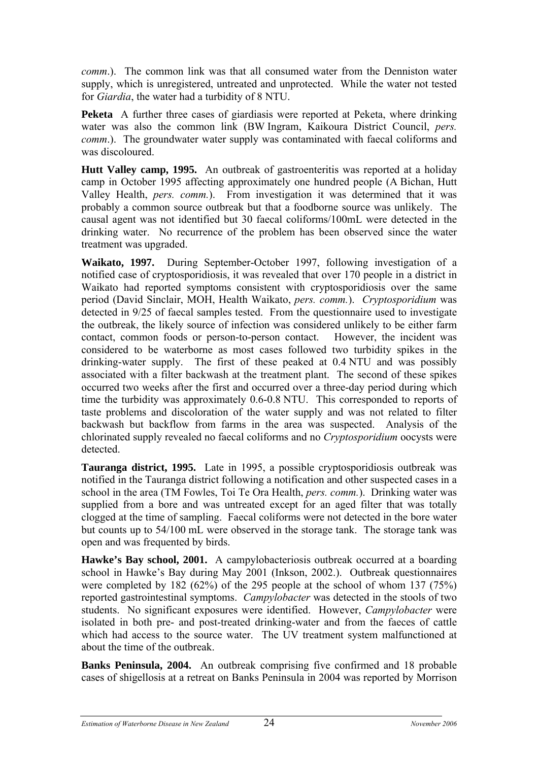*comm*.). The common link was that all consumed water from the Denniston water supply, which is unregistered, untreated and unprotected. While the water not tested for *Giardia*, the water had a turbidity of 8 NTU.

**Peketa** A further three cases of giardiasis were reported at Peketa, where drinking water was also the common link (BW Ingram, Kaikoura District Council, *pers. comm*.). The groundwater water supply was contaminated with faecal coliforms and was discoloured.

**Hutt Valley camp, 1995.** An outbreak of gastroenteritis was reported at a holiday camp in October 1995 affecting approximately one hundred people (A Bichan, Hutt Valley Health, *pers. comm.*). From investigation it was determined that it was probably a common source outbreak but that a foodborne source was unlikely. The causal agent was not identified but 30 faecal coliforms/100mL were detected in the drinking water. No recurrence of the problem has been observed since the water treatment was upgraded.

**Waikato, 1997.** During September-October 1997, following investigation of a notified case of cryptosporidiosis, it was revealed that over 170 people in a district in Waikato had reported symptoms consistent with cryptosporidiosis over the same period (David Sinclair, MOH, Health Waikato, *pers. comm.*). *Cryptosporidium* was detected in 9/25 of faecal samples tested. From the questionnaire used to investigate the outbreak, the likely source of infection was considered unlikely to be either farm contact, common foods or person-to-person contact. However, the incident was considered to be waterborne as most cases followed two turbidity spikes in the drinking-water supply. The first of these peaked at 0.4 NTU and was possibly associated with a filter backwash at the treatment plant. The second of these spikes occurred two weeks after the first and occurred over a three-day period during which time the turbidity was approximately 0.6-0.8 NTU. This corresponded to reports of taste problems and discoloration of the water supply and was not related to filter backwash but backflow from farms in the area was suspected. Analysis of the chlorinated supply revealed no faecal coliforms and no *Cryptosporidium* oocysts were detected.

**Tauranga district, 1995.** Late in 1995, a possible cryptosporidiosis outbreak was notified in the Tauranga district following a notification and other suspected cases in a school in the area (TM Fowles, Toi Te Ora Health, *pers. comm.*). Drinking water was supplied from a bore and was untreated except for an aged filter that was totally clogged at the time of sampling. Faecal coliforms were not detected in the bore water but counts up to 54/100 mL were observed in the storage tank. The storage tank was open and was frequented by birds.

**Hawke's Bay school, 2001.** A campylobacteriosis outbreak occurred at a boarding school in Hawke's Bay during May 2001 (Inkson, 2002.). Outbreak questionnaires were completed by 182 (62%) of the 295 people at the school of whom 137 (75%) reported gastrointestinal symptoms. *Campylobacter* was detected in the stools of two students. No significant exposures were identified. However, *Campylobacter* were isolated in both pre- and post-treated drinking-water and from the faeces of cattle which had access to the source water. The UV treatment system malfunctioned at about the time of the outbreak.

**Banks Peninsula, 2004.** An outbreak comprising five confirmed and 18 probable cases of shigellosis at a retreat on Banks Peninsula in 2004 was reported by Morrison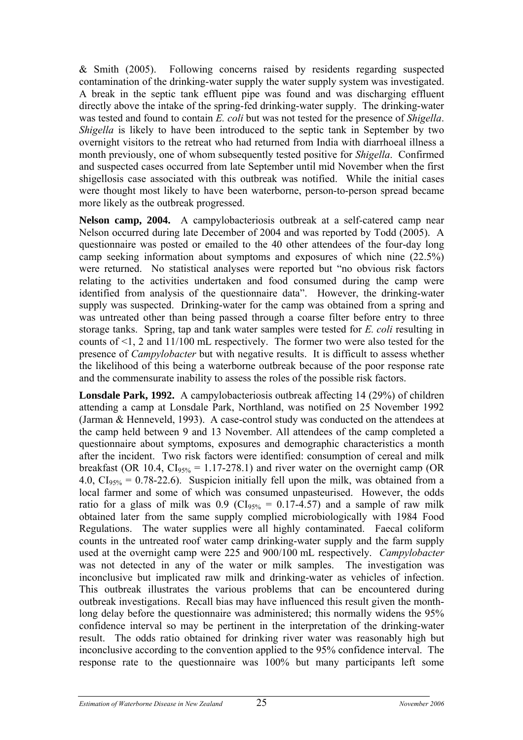& Smith (2005). Following concerns raised by residents regarding suspected contamination of the drinking-water supply the water supply system was investigated. A break in the septic tank effluent pipe was found and was discharging effluent directly above the intake of the spring-fed drinking-water supply. The drinking-water was tested and found to contain *E. coli* but was not tested for the presence of *Shigella*. *Shigella* is likely to have been introduced to the septic tank in September by two overnight visitors to the retreat who had returned from India with diarrhoeal illness a month previously, one of whom subsequently tested positive for *Shigella*. Confirmed and suspected cases occurred from late September until mid November when the first shigellosis case associated with this outbreak was notified. While the initial cases were thought most likely to have been waterborne, person-to-person spread became more likely as the outbreak progressed.

**Nelson camp, 2004.** A campylobacteriosis outbreak at a self-catered camp near Nelson occurred during late December of 2004 and was reported by Todd (2005). A questionnaire was posted or emailed to the 40 other attendees of the four-day long camp seeking information about symptoms and exposures of which nine (22.5%) were returned. No statistical analyses were reported but "no obvious risk factors relating to the activities undertaken and food consumed during the camp were identified from analysis of the questionnaire data". However, the drinking-water supply was suspected. Drinking-water for the camp was obtained from a spring and was untreated other than being passed through a coarse filter before entry to three storage tanks. Spring, tap and tank water samples were tested for *E. coli* resulting in counts of <1, 2 and 11/100 mL respectively. The former two were also tested for the presence of *Campylobacter* but with negative results. It is difficult to assess whether the likelihood of this being a waterborne outbreak because of the poor response rate and the commensurate inability to assess the roles of the possible risk factors.

**Lonsdale Park, 1992.** A campylobacteriosis outbreak affecting 14 (29%) of children attending a camp at Lonsdale Park, Northland, was notified on 25 November 1992 (Jarman & Henneveld, 1993). A case-control study was conducted on the attendees at the camp held between 9 and 13 November. All attendees of the camp completed a questionnaire about symptoms, exposures and demographic characteristics a month after the incident. Two risk factors were identified: consumption of cereal and milk breakfast (OR 10.4, $CI_{95\%}$ = 1.17-278.1) and river water on the overnight camp (OR 4.0, $CI_{95\%}$ = 0.78-22.6). Suspicion initially fell upon the milk, was obtained from a local farmer and some of which was consumed unpasteurised. However, the odds ratio for a glass of milk was 0.9 ($CI_{95\%}$ = 0.17-4.57) and a sample of raw milk obtained later from the same supply complied microbiologically with 1984 Food Regulations. The water supplies were all highly contaminated. Faecal coliform counts in the untreated roof water camp drinking-water supply and the farm supply used at the overnight camp were 225 and 900/100 mL respectively. *Campylobacter* was not detected in any of the water or milk samples. The investigation was inconclusive but implicated raw milk and drinking-water as vehicles of infection. This outbreak illustrates the various problems that can be encountered during outbreak investigations. Recall bias may have influenced this result given the month-long delay before the questionnaire was administered; this normally widens the 95% confidence interval so may be pertinent in the interpretation of the drinking-water result. The odds ratio obtained for drinking river water was reasonably high but inconclusive according to the convention applied to the 95% confidence interval. The response rate to the questionnaire was 100% but many participants left some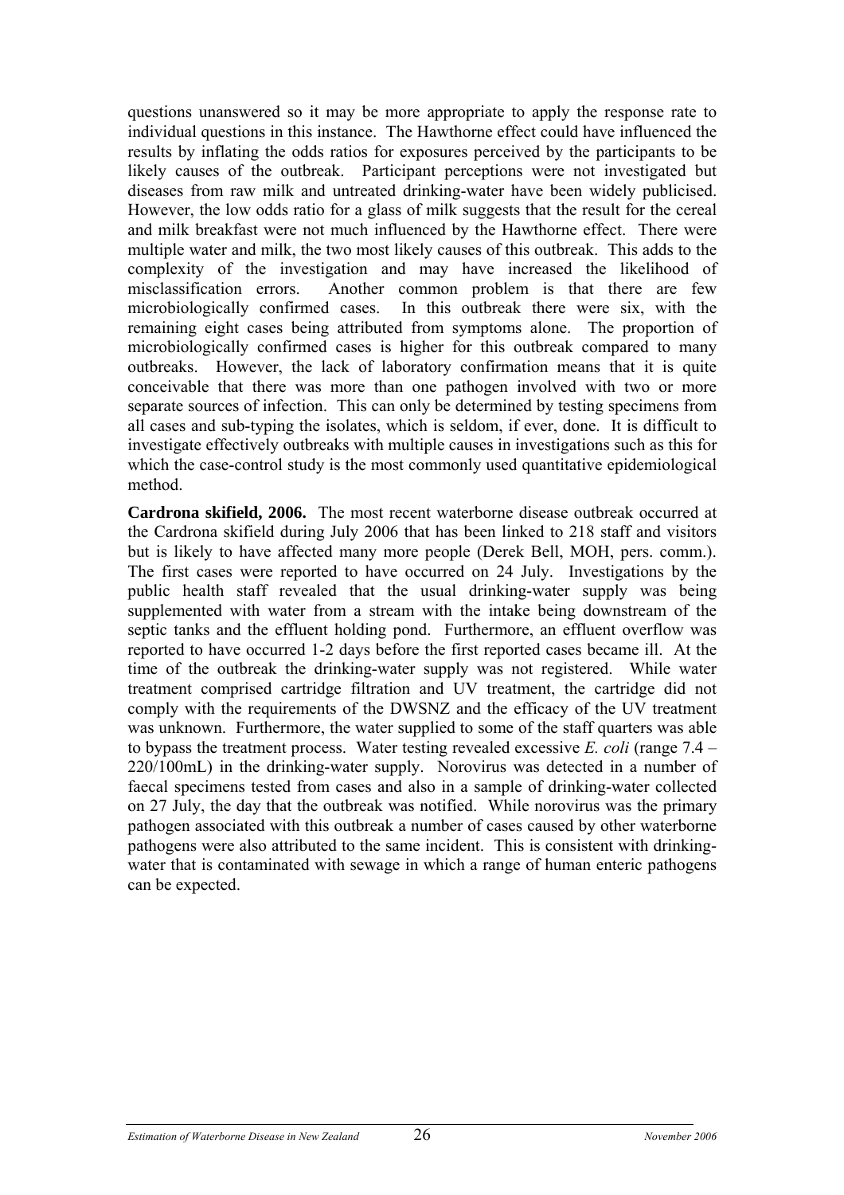questions unanswered so it may be more appropriate to apply the response rate to individual questions in this instance. The Hawthorne effect could have influenced the results by inflating the odds ratios for exposures perceived by the participants to be likely causes of the outbreak. Participant perceptions were not investigated but diseases from raw milk and untreated drinking-water have been widely publicised. However, the low odds ratio for a glass of milk suggests that the result for the cereal and milk breakfast were not much influenced by the Hawthorne effect. There were multiple water and milk, the two most likely causes of this outbreak. This adds to the complexity of the investigation and may have increased the likelihood of misclassification errors. Another common problem is that there are few microbiologically confirmed cases. In this outbreak there were six, with the remaining eight cases being attributed from symptoms alone. The proportion of microbiologically confirmed cases is higher for this outbreak compared to many outbreaks. However, the lack of laboratory confirmation means that it is quite conceivable that there was more than one pathogen involved with two or more separate sources of infection. This can only be determined by testing specimens from all cases and sub-typing the isolates, which is seldom, if ever, done. It is difficult to investigate effectively outbreaks with multiple causes in investigations such as this for which the case-control study is the most commonly used quantitative epidemiological method.

**Cardrona skifield, 2006.** The most recent waterborne disease outbreak occurred at the Cardrona skifield during July 2006 that has been linked to 218 staff and visitors but is likely to have affected many more people (Derek Bell, MOH, pers. comm.). The first cases were reported to have occurred on 24 July. Investigations by the public health staff revealed that the usual drinking-water supply was being supplemented with water from a stream with the intake being downstream of the septic tanks and the effluent holding pond. Furthermore, an effluent overflow was reported to have occurred 1-2 days before the first reported cases became ill. At the time of the outbreak the drinking-water supply was not registered. While water treatment comprised cartridge filtration and UV treatment, the cartridge did not comply with the requirements of the DWSNZ and the efficacy of the UV treatment was unknown. Furthermore, the water supplied to some of the staff quarters was able to bypass the treatment process. Water testing revealed excessive *E. coli* (range 7.4 – 220/100mL) in the drinking-water supply. Norovirus was detected in a number of faecal specimens tested from cases and also in a sample of drinking-water collected on 27 July, the day that the outbreak was notified. While norovirus was the primary pathogen associated with this outbreak a number of cases caused by other waterborne pathogens were also attributed to the same incident. This is consistent with drinking-water that is contaminated with sewage in which a range of human enteric pathogens can be expected.